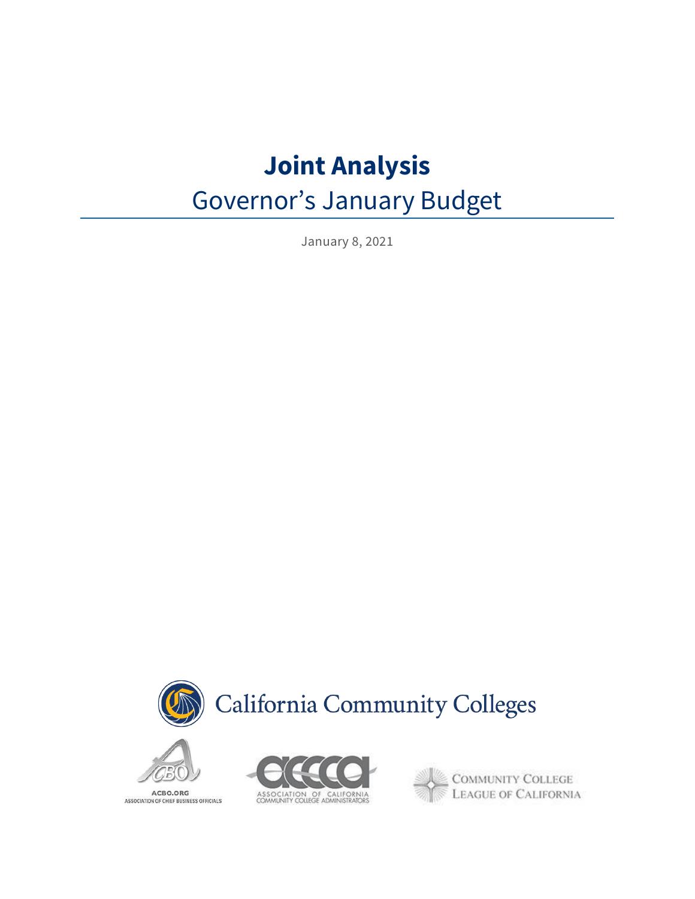# Joint Analysis

## Governor's January Budget

January 8, 2021

California Community Colleges

ACBO.ORG
ASSOCIATION OF CHIEF BUSINESS OFFICIALS

ASSOCIATION OF CALIFORNIA COMMUNITY COLLEGE ADMINISTRATORS

COMMUNITY COLLEGE LEAGUE OF CALIFORNIA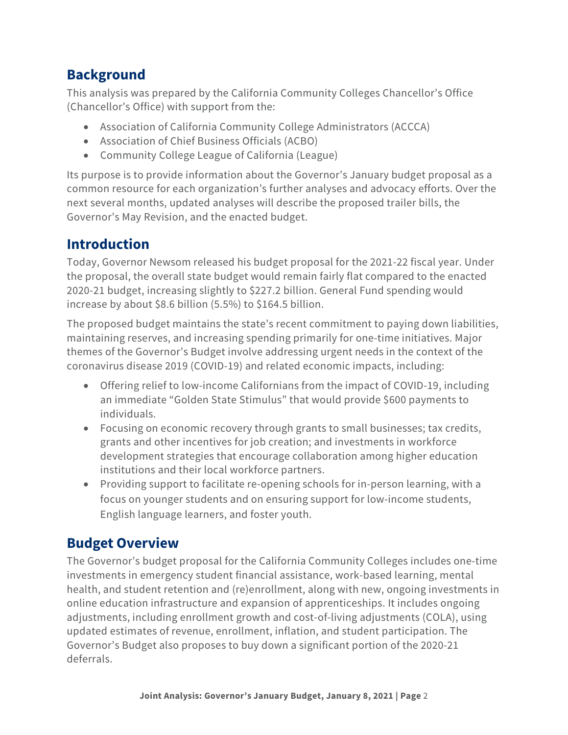## Background

This analysis was prepared by the California Community Colleges Chancellor's Office (Chancellor's Office) with support from the:

- Association of California Community College Administrators (ACCCA)
- Association of Chief Business Officials (ACBO)
- Community College League of California (League)

Its purpose is to provide information about the Governor's January budget proposal as a common resource for each organization's further analyses and advocacy efforts. Over the next several months, updated analyses will describe the proposed trailer bills, the Governor's May Revision, and the enacted budget.

## Introduction

Today, Governor Newsom released his budget proposal for the 2021-22 fiscal year. Under the proposal, the overall state budget would remain fairly flat compared to the enacted 2020-21 budget, increasing slightly to $227.2 billion. General Fund spending would increase by about $8.6 billion (5.5%) to $164.5 billion.

The proposed budget maintains the state's recent commitment to paying down liabilities, maintaining reserves, and increasing spending primarily for one-time initiatives. Major themes of the Governor's Budget involve addressing urgent needs in the context of the coronavirus disease 2019 (COVID-19) and related economic impacts, including:

- Offering relief to low-income Californians from the impact of COVID-19, including an immediate "Golden State Stimulus" that would provide $600 payments to individuals.
- Focusing on economic recovery through grants to small businesses; tax credits, grants and other incentives for job creation; and investments in workforce development strategies that encourage collaboration among higher education institutions and their local workforce partners.
- Providing support to facilitate re-opening schools for in-person learning, with a focus on younger students and on ensuring support for low-income students, English language learners, and foster youth.

## Budget Overview

The Governor's budget proposal for the California Community Colleges includes one-time investments in emergency student financial assistance, work-based learning, mental health, and student retention and (re)enrollment, along with new, ongoing investments in online education infrastructure and expansion of apprenticeships. It includes ongoing adjustments, including enrollment growth and cost-of-living adjustments (COLA), using updated estimates of revenue, enrollment, inflation, and student participation. The Governor's Budget also proposes to buy down a significant portion of the 2020-21 deferrals.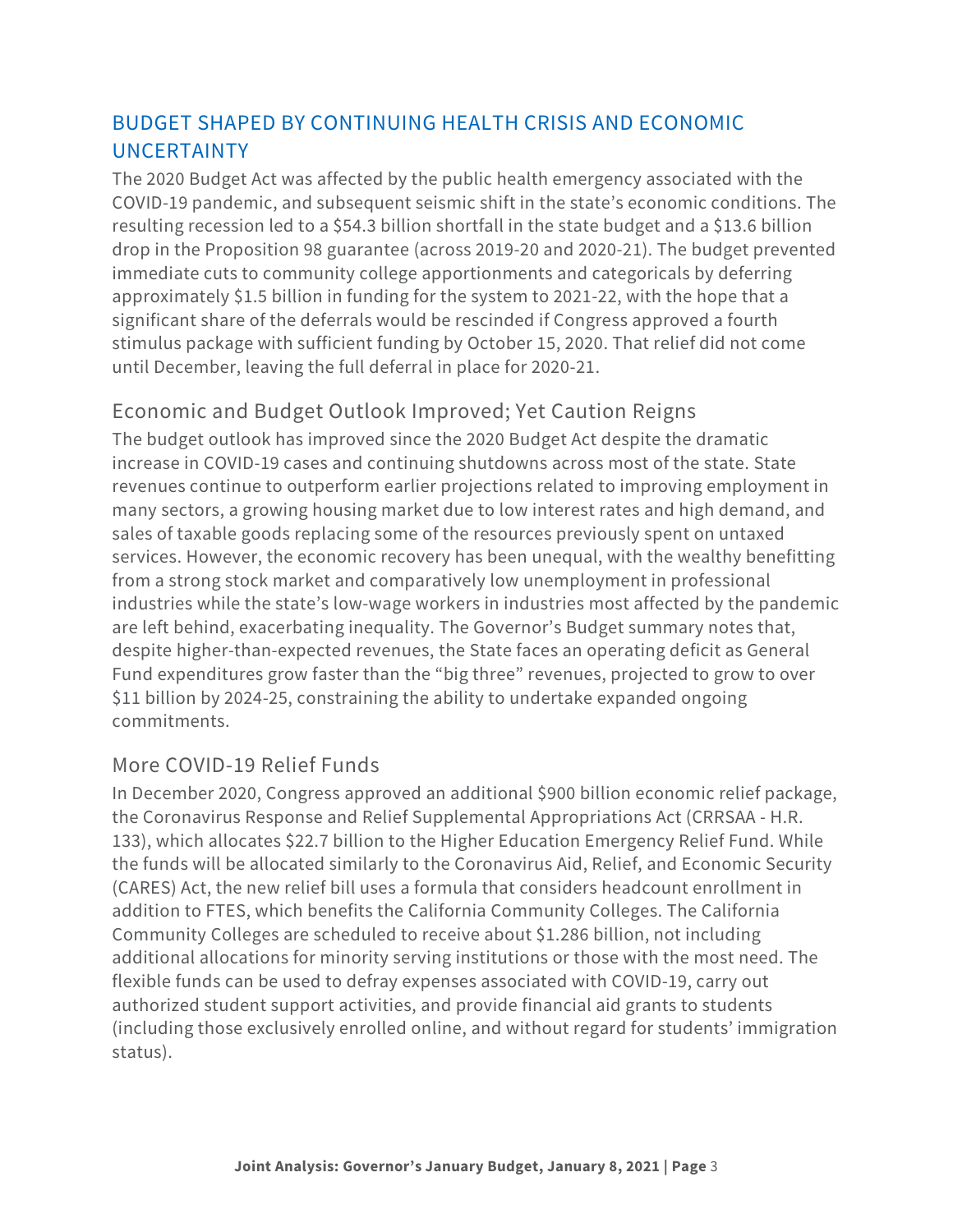## BUDGET SHAPED BY CONTINUING HEALTH CRISIS AND ECONOMIC UNCERTAINTY

The 2020 Budget Act was affected by the public health emergency associated with the COVID-19 pandemic, and subsequent seismic shift in the state's economic conditions. The resulting recession led to a $54.3 billion shortfall in the state budget and a $13.6 billion drop in the Proposition 98 guarantee (across 2019-20 and 2020-21). The budget prevented immediate cuts to community college apportionments and categoricals by deferring approximately $1.5 billion in funding for the system to 2021-22, with the hope that a significant share of the deferrals would be rescinded if Congress approved a fourth stimulus package with sufficient funding by October 15, 2020. That relief did not come until December, leaving the full deferral in place for 2020-21.

### Economic and Budget Outlook Improved; Yet Caution Reigns

The budget outlook has improved since the 2020 Budget Act despite the dramatic increase in COVID-19 cases and continuing shutdowns across most of the state. State revenues continue to outperform earlier projections related to improving employment in many sectors, a growing housing market due to low interest rates and high demand, and sales of taxable goods replacing some of the resources previously spent on untaxed services. However, the economic recovery has been unequal, with the wealthy benefitting from a strong stock market and comparatively low unemployment in professional industries while the state's low-wage workers in industries most affected by the pandemic are left behind, exacerbating inequality. The Governor's Budget summary notes that, despite higher-than-expected revenues, the State faces an operating deficit as General Fund expenditures grow faster than the "big three" revenues, projected to grow to over $11 billion by 2024-25, constraining the ability to undertake expanded ongoing commitments.

### More COVID-19 Relief Funds

In December 2020, Congress approved an additional $900 billion economic relief package, the Coronavirus Response and Relief Supplemental Appropriations Act (CRRSAA - H.R. 133), which allocates $22.7 billion to the Higher Education Emergency Relief Fund. While the funds will be allocated similarly to the Coronavirus Aid, Relief, and Economic Security (CARES) Act, the new relief bill uses a formula that considers headcount enrollment in addition to FTES, which benefits the California Community Colleges. The California Community Colleges are scheduled to receive about $1.286 billion, not including additional allocations for minority serving institutions or those with the most need. The flexible funds can be used to defray expenses associated with COVID-19, carry out authorized student support activities, and provide financial aid grants to students (including those exclusively enrolled online, and without regard for students' immigration status).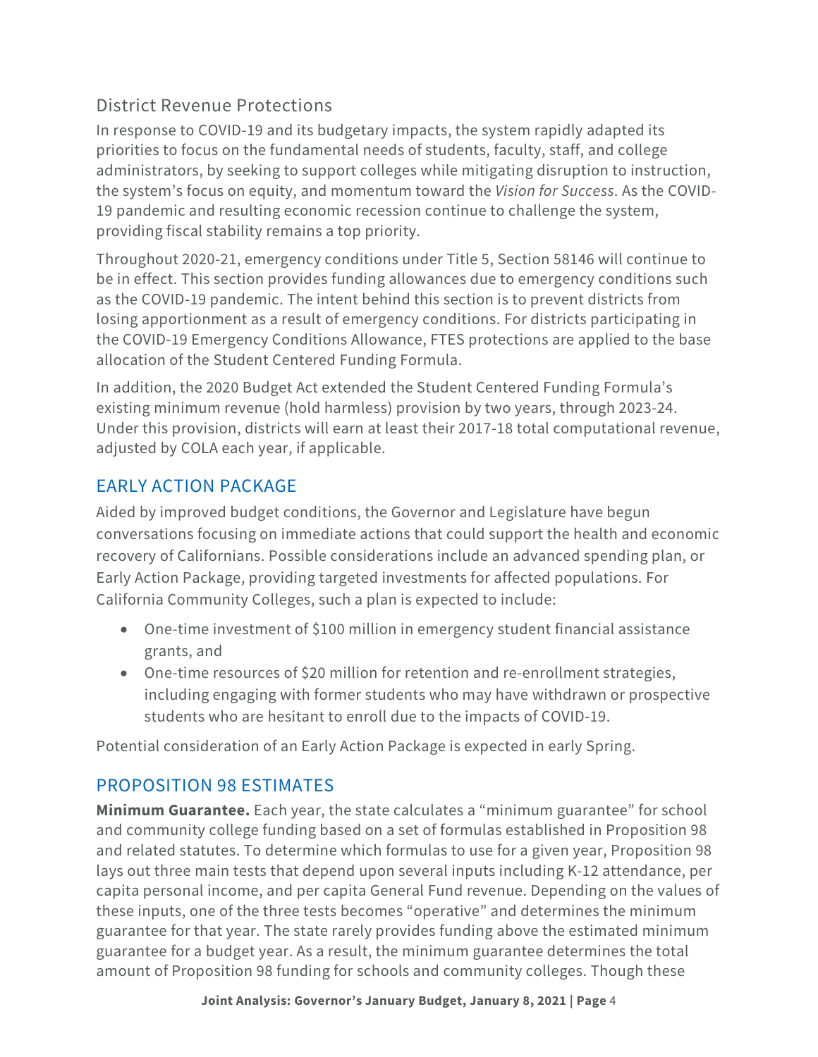### District Revenue Protections

In response to COVID-19 and its budgetary impacts, the system rapidly adapted its priorities to focus on the fundamental needs of students, faculty, staff, and college administrators, by seeking to support colleges while mitigating disruption to instruction, the system's focus on equity, and momentum toward the *Vision for Success*. As the COVID-19 pandemic and resulting economic recession continue to challenge the system, providing fiscal stability remains a top priority.

Throughout 2020-21, emergency conditions under Title 5, Section 58146 will continue to be in effect. This section provides funding allowances due to emergency conditions such as the COVID-19 pandemic. The intent behind this section is to prevent districts from losing apportionment as a result of emergency conditions. For districts participating in the COVID-19 Emergency Conditions Allowance, FTES protections are applied to the base allocation of the Student Centered Funding Formula.

In addition, the 2020 Budget Act extended the Student Centered Funding Formula's existing minimum revenue (hold harmless) provision by two years, through 2023-24. Under this provision, districts will earn at least their 2017-18 total computational revenue, adjusted by COLA each year, if applicable.

## EARLY ACTION PACKAGE

Aided by improved budget conditions, the Governor and Legislature have begun conversations focusing on immediate actions that could support the health and economic recovery of Californians. Possible considerations include an advanced spending plan, or Early Action Package, providing targeted investments for affected populations. For California Community Colleges, such a plan is expected to include:

- One-time investment of $100 million in emergency student financial assistance grants, and
- One-time resources of $20 million for retention and re-enrollment strategies, including engaging with former students who may have withdrawn or prospective students who are hesitant to enroll due to the impacts of COVID-19.

Potential consideration of an Early Action Package is expected in early Spring.

## PROPOSITION 98 ESTIMATES

**Minimum Guarantee.** Each year, the state calculates a "minimum guarantee" for school and community college funding based on a set of formulas established in Proposition 98 and related statutes. To determine which formulas to use for a given year, Proposition 98 lays out three main tests that depend upon several inputs including K-12 attendance, per capita personal income, and per capita General Fund revenue. Depending on the values of these inputs, one of the three tests becomes "operative" and determines the minimum guarantee for that year. The state rarely provides funding above the estimated minimum guarantee for a budget year. As a result, the minimum guarantee determines the total amount of Proposition 98 funding for schools and community colleges. Though these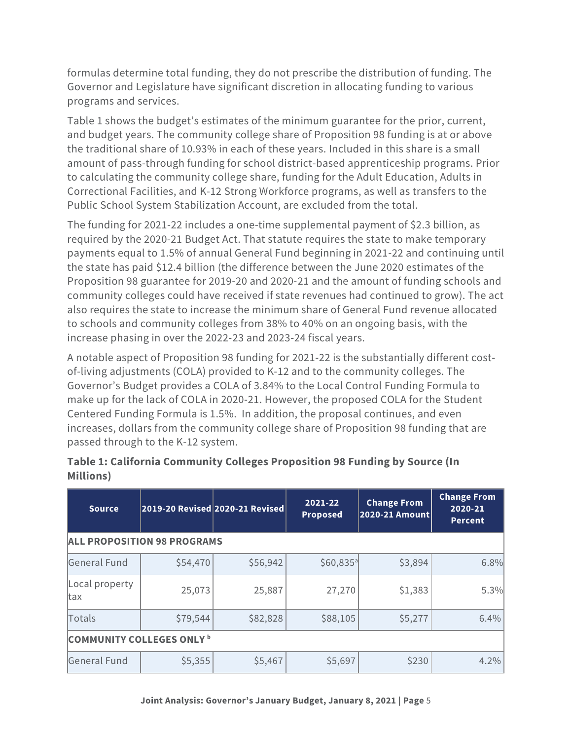formulas determine total funding, they do not prescribe the distribution of funding. The Governor and Legislature have significant discretion in allocating funding to various programs and services.

Table 1 shows the budget's estimates of the minimum guarantee for the prior, current, and budget years. The community college share of Proposition 98 funding is at or above the traditional share of 10.93% in each of these years. Included in this share is a small amount of pass-through funding for school district-based apprenticeship programs. Prior to calculating the community college share, funding for the Adult Education, Adults in Correctional Facilities, and K-12 Strong Workforce programs, as well as transfers to the Public School System Stabilization Account, are excluded from the total.

The funding for 2021-22 includes a one-time supplemental payment of $2.3 billion, as required by the 2020-21 Budget Act. That statute requires the state to make temporary payments equal to 1.5% of annual General Fund beginning in 2021-22 and continuing until the state has paid $12.4 billion (the difference between the June 2020 estimates of the Proposition 98 guarantee for 2019-20 and 2020-21 and the amount of funding schools and community colleges could have received if state revenues had continued to grow). The act also requires the state to increase the minimum share of General Fund revenue allocated to schools and community colleges from 38% to 40% on an ongoing basis, with the increase phasing in over the 2022-23 and 2023-24 fiscal years.

A notable aspect of Proposition 98 funding for 2021-22 is the substantially different cost-of-living adjustments (COLA) provided to K-12 and to the community colleges. The Governor's Budget provides a COLA of 3.84% to the Local Control Funding Formula to make up for the lack of COLA in 2020-21. However, the proposed COLA for the Student Centered Funding Formula is 1.5%. In addition, the proposal continues, and even increases, dollars from the community college share of Proposition 98 funding that are passed through to the K-12 system.

**Table 1: California Community Colleges Proposition 98 Funding by Source (In Millions)**

| Source | 2019-20 Revised | 2020-21 Revised | 2021-22 Proposed | Change From 2020-21 Amount | Change From 2020-21 Percent |
|---|---|---|---|---|---|
| **ALL PROPOSITION 98 PROGRAMS** | | | | | |
| General Fund | $54,470 | $56,942 | $60,835[a] | $3,894 | 6.8% |
| Local property tax | 25,073 | 25,887 | 27,270 | $1,383 | 5.3% |
| Totals | $79,544 | $82,828 | $88,105 | $5,277 | 6.4% |
| **COMMUNITY COLLEGES ONLY [b]** | | | | | |
| General Fund | $5,355 | $5,467 | $5,697 | $230 | 4.2% |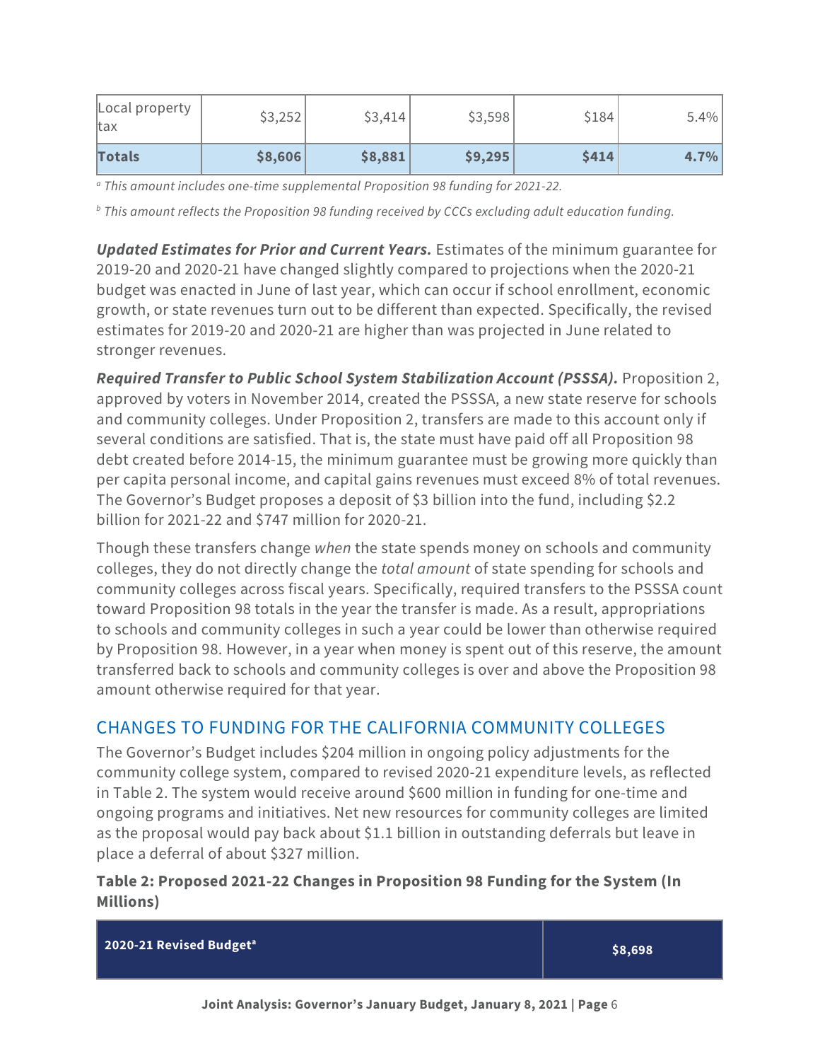| Local property tax | $3,252 | $3,414 | $3,598 | $184 | 5.4% |
|---|---|---|---|---|---|
| **Totals** | **$8,606** | **$8,881** | **$9,295** | **$414** | **4.7%** |

*[a] This amount includes one-time supplemental Proposition 98 funding for 2021-22.*

*[b] This amount reflects the Proposition 98 funding received by CCCs excluding adult education funding.*

***Updated Estimates for Prior and Current Years.*** Estimates of the minimum guarantee for 2019-20 and 2020-21 have changed slightly compared to projections when the 2020-21 budget was enacted in June of last year, which can occur if school enrollment, economic growth, or state revenues turn out to be different than expected. Specifically, the revised estimates for 2019-20 and 2020-21 are higher than was projected in June related to stronger revenues.

***Required Transfer to Public School System Stabilization Account (PSSSA).*** Proposition 2, approved by voters in November 2014, created the PSSSA, a new state reserve for schools and community colleges. Under Proposition 2, transfers are made to this account only if several conditions are satisfied. That is, the state must have paid off all Proposition 98 debt created before 2014-15, the minimum guarantee must be growing more quickly than per capita personal income, and capital gains revenues must exceed 8% of total revenues. The Governor's Budget proposes a deposit of $3 billion into the fund, including $2.2 billion for 2021-22 and $747 million for 2020-21.

Though these transfers change *when* the state spends money on schools and community colleges, they do not directly change the *total amount* of state spending for schools and community colleges across fiscal years. Specifically, required transfers to the PSSSA count toward Proposition 98 totals in the year the transfer is made. As a result, appropriations to schools and community colleges in such a year could be lower than otherwise required by Proposition 98. However, in a year when money is spent out of this reserve, the amount transferred back to schools and community colleges is over and above the Proposition 98 amount otherwise required for that year.

## CHANGES TO FUNDING FOR THE CALIFORNIA COMMUNITY COLLEGES

The Governor's Budget includes $204 million in ongoing policy adjustments for the community college system, compared to revised 2020-21 expenditure levels, as reflected in Table 2. The system would receive around $600 million in funding for one-time and ongoing programs and initiatives. Net new resources for community colleges are limited as the proposal would pay back about $1.1 billion in outstanding deferrals but leave in place a deferral of about $327 million.

**Table 2: Proposed 2021-22 Changes in Proposition 98 Funding for the System (In Millions)**

| 2020-21 Revised Budget[a] | $8,698 |
|---|---|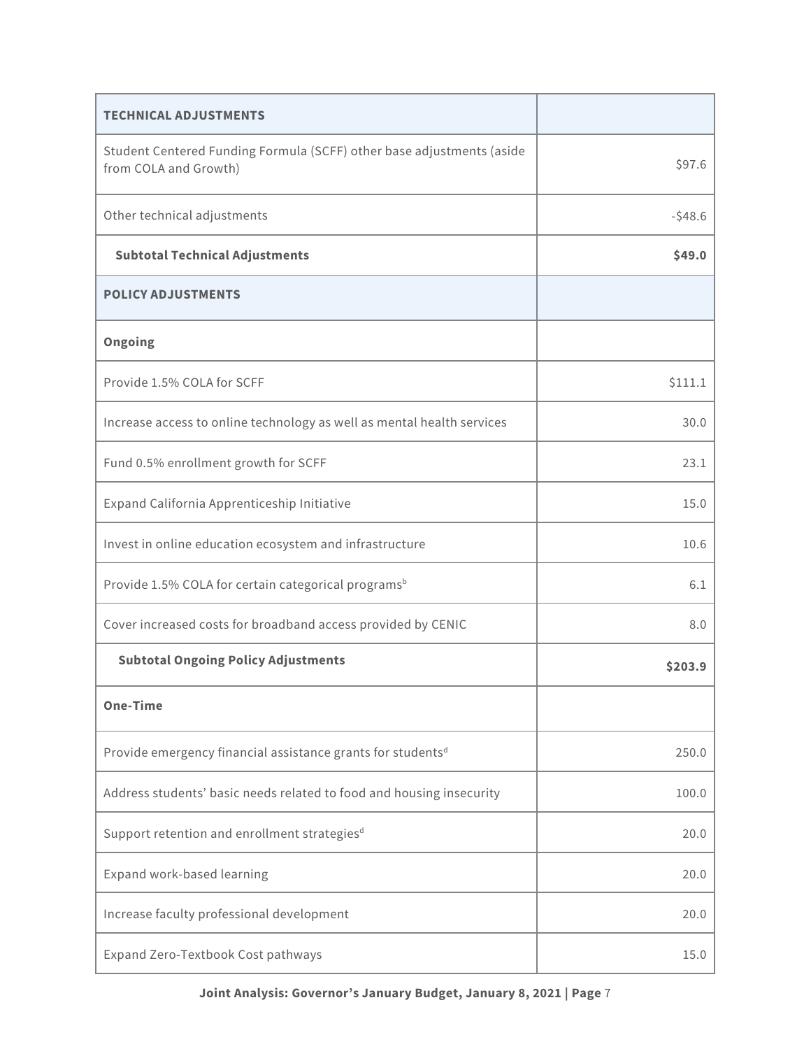| TECHNICAL ADJUSTMENTS | |
| --- | --- |
| Student Centered Funding Formula (SCFF) other base adjustments (aside from COLA and Growth) | $97.6 |
| Other technical adjustments | -$48.6 |
| **Subtotal Technical Adjustments** | **$49.0** |
| **POLICY ADJUSTMENTS** | |
| **Ongoing** | |
| Provide 1.5% COLA for SCFF | $111.1 |
| Increase access to online technology as well as mental health services | 30.0 |
| Fund 0.5% enrollment growth for SCFF | 23.1 |
| Expand California Apprenticeship Initiative | 15.0 |
| Invest in online education ecosystem and infrastructure | 10.6 |
| Provide 1.5% COLA for certain categorical programs[b] | 6.1 |
| Cover increased costs for broadband access provided by CENIC | 8.0 |
| **Subtotal Ongoing Policy Adjustments** | **$203.9** |
| **One-Time** | |
| Provide emergency financial assistance grants for students[d] | 250.0 |
| Address students' basic needs related to food and housing insecurity | 100.0 |
| Support retention and enrollment strategies[d] | 20.0 |
| Expand work-based learning | 20.0 |
| Increase faculty professional development | 20.0 |
| Expand Zero-Textbook Cost pathways | 15.0 |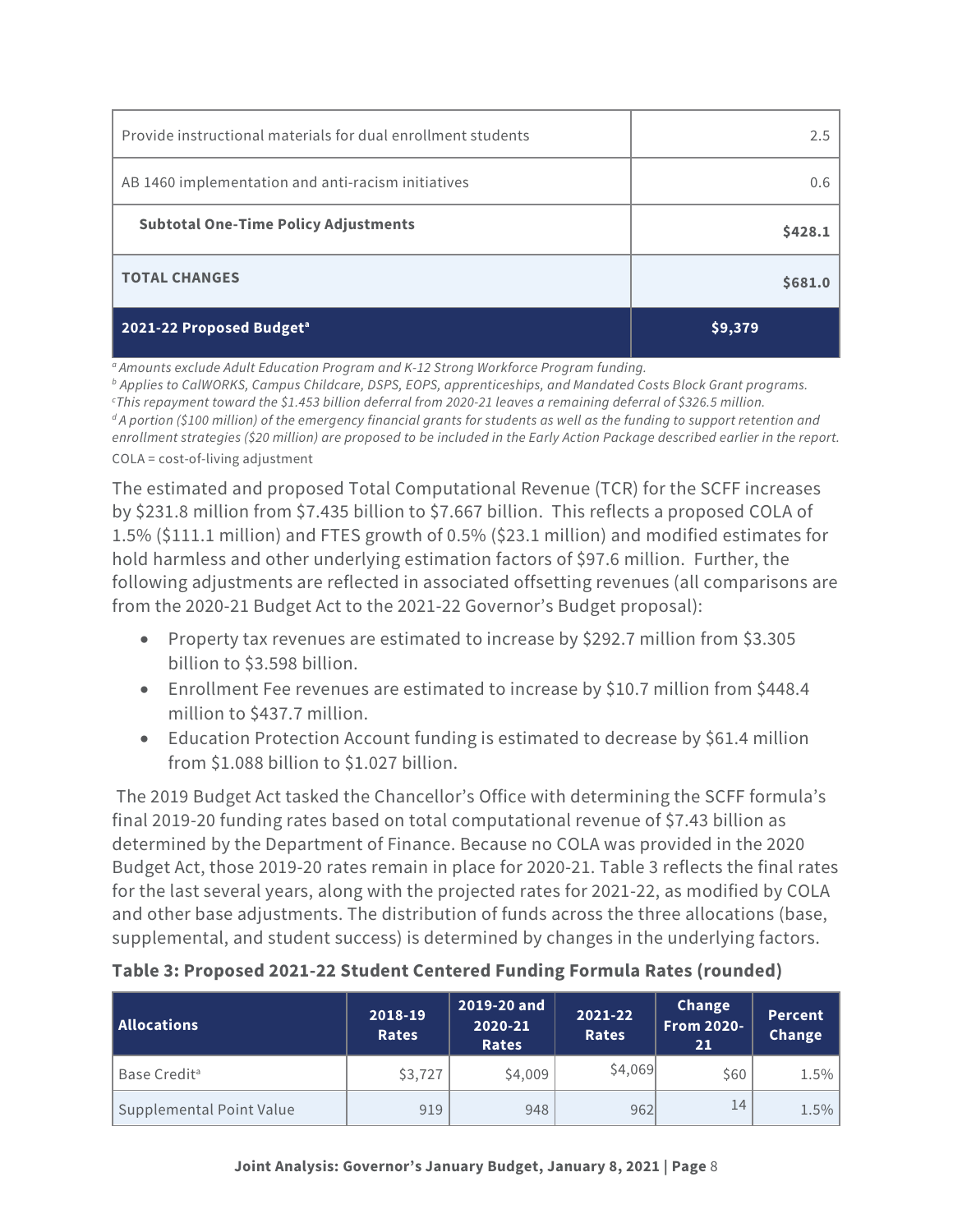| | |
|---|---|
| Provide instructional materials for dual enrollment students | 2.5 |
| AB 1460 implementation and anti-racism initiatives | 0.6 |
| **Subtotal One-Time Policy Adjustments** | **$428.1** |
| **TOTAL CHANGES** | **$681.0** |
| **2021-22 Proposed Budget[a]** | **$9,379** |

*[a] Amounts exclude Adult Education Program and K-12 Strong Workforce Program funding.*
*[b] Applies to CalWORKS, Campus Childcare, DSPS, EOPS, apprenticeships, and Mandated Costs Block Grant programs.*
*[c] This repayment toward the $1.453 billion deferral from 2020-21 leaves a remaining deferral of $326.5 million.*
*[d] A portion ($100 million) of the emergency financial grants for students as well as the funding to support retention and enrollment strategies ($20 million) are proposed to be included in the Early Action Package described earlier in the report.*
COLA = cost-of-living adjustment

The estimated and proposed Total Computational Revenue (TCR) for the SCFF increases by $231.8 million from $7.435 billion to $7.667 billion. This reflects a proposed COLA of 1.5% ($111.1 million) and FTES growth of 0.5% ($23.1 million) and modified estimates for hold harmless and other underlying estimation factors of $97.6 million. Further, the following adjustments are reflected in associated offsetting revenues (all comparisons are from the 2020-21 Budget Act to the 2021-22 Governor's Budget proposal):

- Property tax revenues are estimated to increase by $292.7 million from $3.305 billion to $3.598 billion.
- Enrollment Fee revenues are estimated to increase by $10.7 million from $448.4 million to $437.7 million.
- Education Protection Account funding is estimated to decrease by $61.4 million from $1.088 billion to $1.027 billion.

The 2019 Budget Act tasked the Chancellor's Office with determining the SCFF formula's final 2019-20 funding rates based on total computational revenue of $7.43 billion as determined by the Department of Finance. Because no COLA was provided in the 2020 Budget Act, those 2019-20 rates remain in place for 2020-21. Table 3 reflects the final rates for the last several years, along with the projected rates for 2021-22, as modified by COLA and other base adjustments. The distribution of funds across the three allocations (base, supplemental, and student success) is determined by changes in the underlying factors.

**Table 3: Proposed 2021-22 Student Centered Funding Formula Rates (rounded)**

| Allocations | 2018-19 Rates | 2019-20 and 2020-21 Rates | 2021-22 Rates | Change From 2020-21 | Percent Change |
|---|---|---|---|---|---|
| Base Credit[a] | $3,727 | $4,009 | $4,069 | $60 | 1.5% |
| Supplemental Point Value | 919 | 948 | 962 | 14 | 1.5% |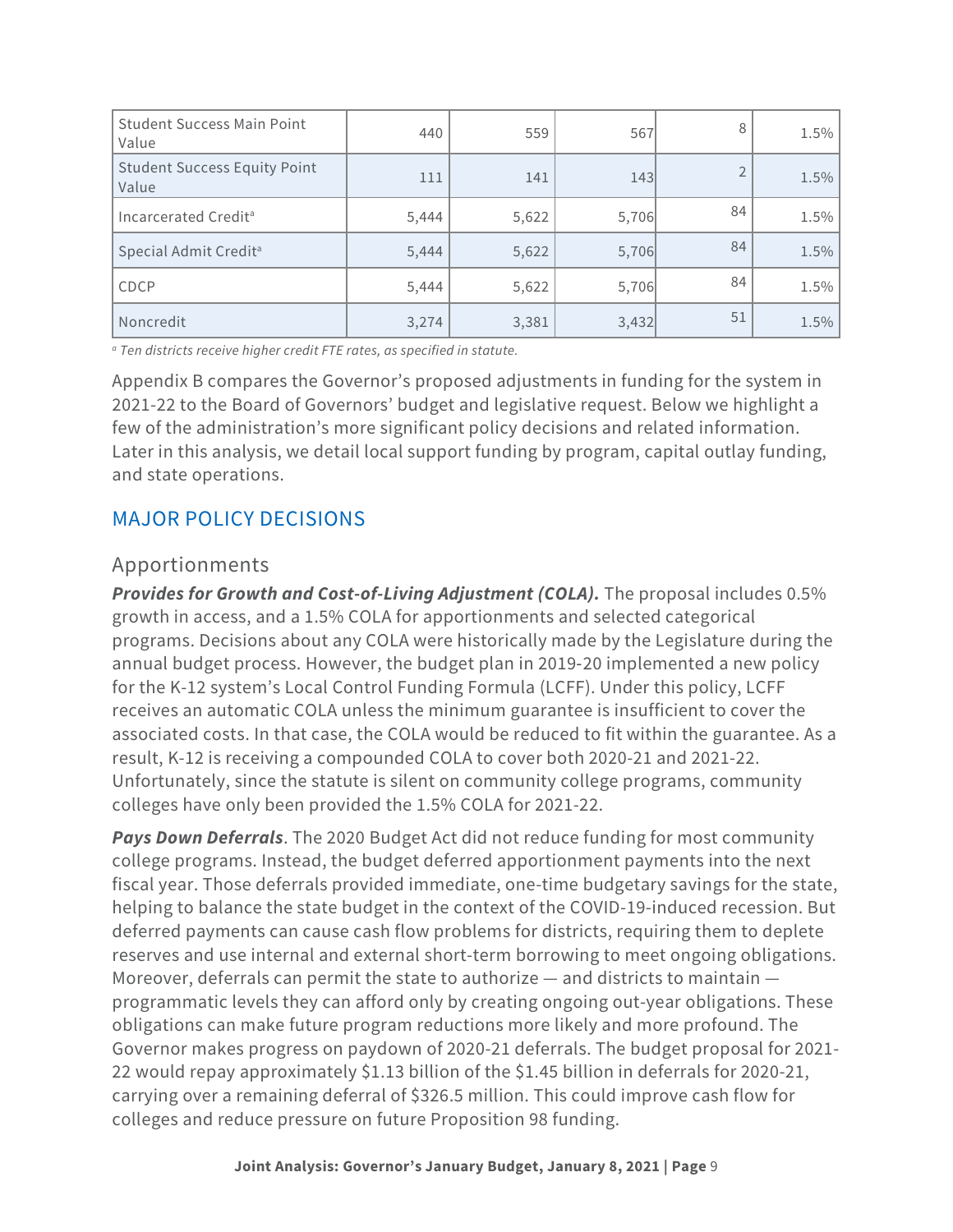| | | | | | |
|---|---|---|---|---|---|
| Student Success Main Point Value | 440 | 559 | 567 | 8 | 1.5% |
| Student Success Equity Point Value | 111 | 141 | 143 | 2 | 1.5% |
| Incarcerated Credit[a] | 5,444 | 5,622 | 5,706 | 84 | 1.5% |
| Special Admit Credit[a] | 5,444 | 5,622 | 5,706 | 84 | 1.5% |
| CDCP | 5,444 | 5,622 | 5,706 | 84 | 1.5% |
| Noncredit | 3,274 | 3,381 | 3,432 | 51 | 1.5% |

[a] *Ten districts receive higher credit FTE rates, as specified in statute.*

Appendix B compares the Governor's proposed adjustments in funding for the system in 2021-22 to the Board of Governors' budget and legislative request. Below we highlight a few of the administration's more significant policy decisions and related information. Later in this analysis, we detail local support funding by program, capital outlay funding, and state operations.

## MAJOR POLICY DECISIONS

### Apportionments

***Provides for Growth and Cost-of-Living Adjustment (COLA).*** The proposal includes 0.5% growth in access, and a 1.5% COLA for apportionments and selected categorical programs. Decisions about any COLA were historically made by the Legislature during the annual budget process. However, the budget plan in 2019-20 implemented a new policy for the K-12 system's Local Control Funding Formula (LCFF). Under this policy, LCFF receives an automatic COLA unless the minimum guarantee is insufficient to cover the associated costs. In that case, the COLA would be reduced to fit within the guarantee. As a result, K-12 is receiving a compounded COLA to cover both 2020-21 and 2021-22. Unfortunately, since the statute is silent on community college programs, community colleges have only been provided the 1.5% COLA for 2021-22.

***Pays Down Deferrals***. The 2020 Budget Act did not reduce funding for most community college programs. Instead, the budget deferred apportionment payments into the next fiscal year. Those deferrals provided immediate, one-time budgetary savings for the state, helping to balance the state budget in the context of the COVID-19-induced recession. But deferred payments can cause cash flow problems for districts, requiring them to deplete reserves and use internal and external short-term borrowing to meet ongoing obligations. Moreover, deferrals can permit the state to authorize — and districts to maintain — programmatic levels they can afford only by creating ongoing out-year obligations. These obligations can make future program reductions more likely and more profound. The Governor makes progress on paydown of 2020-21 deferrals. The budget proposal for 2021-22 would repay approximately $1.13 billion of the $1.45 billion in deferrals for 2020-21, carrying over a remaining deferral of $326.5 million. This could improve cash flow for colleges and reduce pressure on future Proposition 98 funding.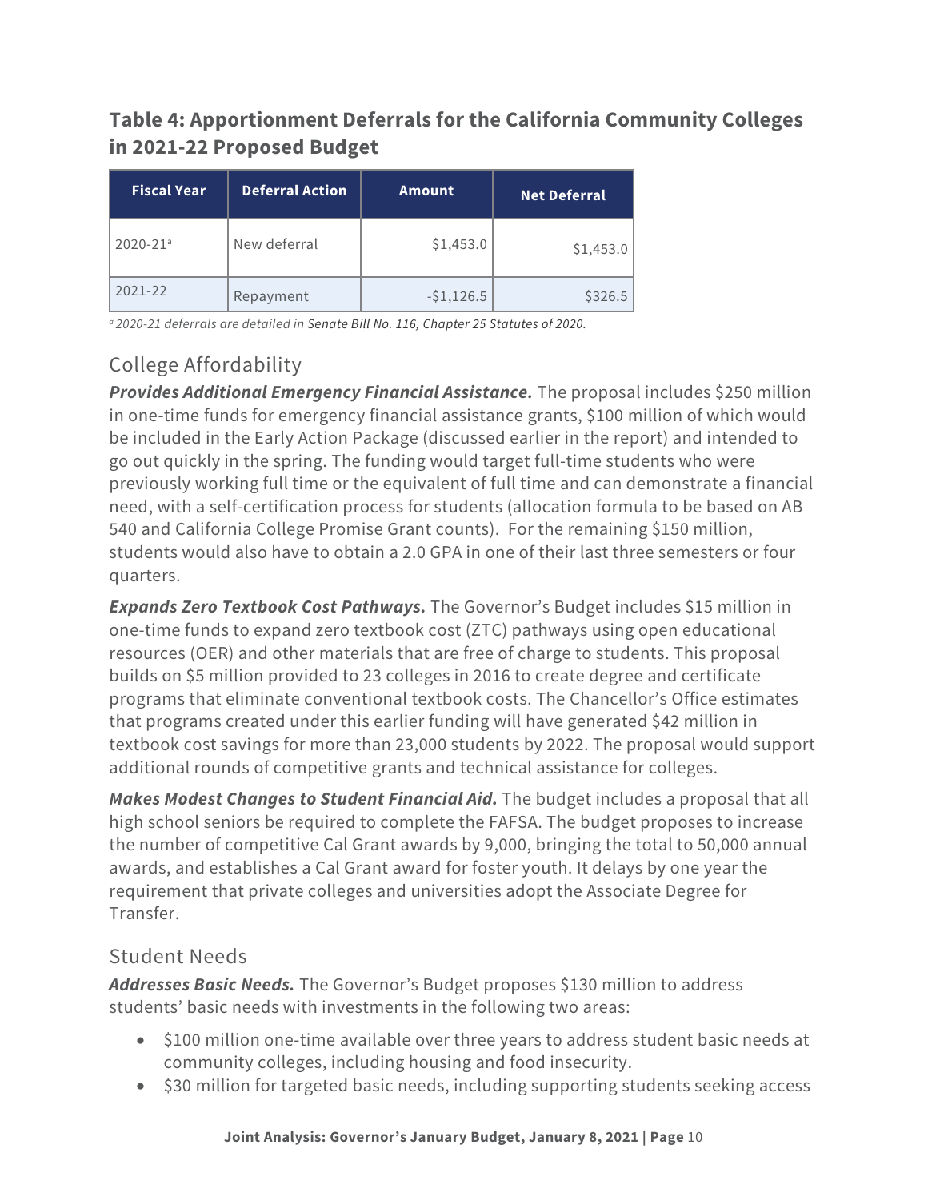### Table 4: Apportionment Deferrals for the California Community Colleges in 2021-22 Proposed Budget

| Fiscal Year | Deferral Action | Amount | Net Deferral |
|---|---|---|---|
| 2020-21[a] | New deferral | $1,453.0 | $1,453.0 |
| 2021-22 | Repayment | -$1,126.5 | $326.5 |

*[a] 2020-21 deferrals are detailed in Senate Bill No. 116, Chapter 25 Statutes of 2020.*

## College Affordability

***Provides Additional Emergency Financial Assistance.*** The proposal includes $250 million in one-time funds for emergency financial assistance grants, $100 million of which would be included in the Early Action Package (discussed earlier in the report) and intended to go out quickly in the spring. The funding would target full-time students who were previously working full time or the equivalent of full time and can demonstrate a financial need, with a self-certification process for students (allocation formula to be based on AB 540 and California College Promise Grant counts). For the remaining $150 million, students would also have to obtain a 2.0 GPA in one of their last three semesters or four quarters.

***Expands Zero Textbook Cost Pathways.*** The Governor's Budget includes $15 million in one-time funds to expand zero textbook cost (ZTC) pathways using open educational resources (OER) and other materials that are free of charge to students. This proposal builds on $5 million provided to 23 colleges in 2016 to create degree and certificate programs that eliminate conventional textbook costs. The Chancellor's Office estimates that programs created under this earlier funding will have generated $42 million in textbook cost savings for more than 23,000 students by 2022. The proposal would support additional rounds of competitive grants and technical assistance for colleges.

***Makes Modest Changes to Student Financial Aid.*** The budget includes a proposal that all high school seniors be required to complete the FAFSA. The budget proposes to increase the number of competitive Cal Grant awards by 9,000, bringing the total to 50,000 annual awards, and establishes a Cal Grant award for foster youth. It delays by one year the requirement that private colleges and universities adopt the Associate Degree for Transfer.

## Student Needs

***Addresses Basic Needs.*** The Governor's Budget proposes $130 million to address students' basic needs with investments in the following two areas:

- $100 million one-time available over three years to address student basic needs at community colleges, including housing and food insecurity.
- $30 million for targeted basic needs, including supporting students seeking access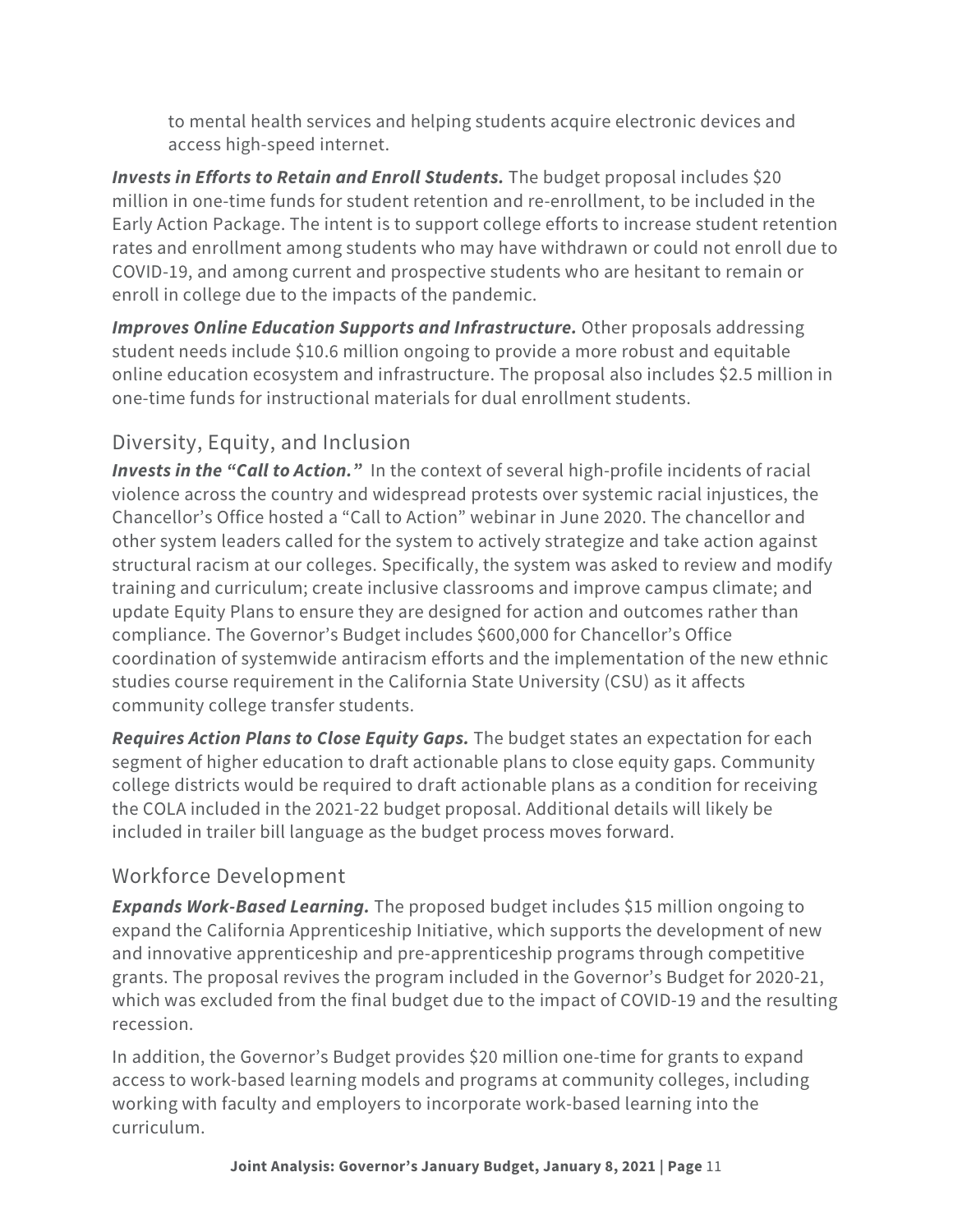to mental health services and helping students acquire electronic devices and access high-speed internet.

***Invests in Efforts to Retain and Enroll Students.*** The budget proposal includes $20 million in one-time funds for student retention and re-enrollment, to be included in the Early Action Package. The intent is to support college efforts to increase student retention rates and enrollment among students who may have withdrawn or could not enroll due to COVID-19, and among current and prospective students who are hesitant to remain or enroll in college due to the impacts of the pandemic.

***Improves Online Education Supports and Infrastructure.*** Other proposals addressing student needs include $10.6 million ongoing to provide a more robust and equitable online education ecosystem and infrastructure. The proposal also includes $2.5 million in one-time funds for instructional materials for dual enrollment students.

## Diversity, Equity, and Inclusion

***Invests in the "Call to Action."*** In the context of several high-profile incidents of racial violence across the country and widespread protests over systemic racial injustices, the Chancellor's Office hosted a "Call to Action" webinar in June 2020. The chancellor and other system leaders called for the system to actively strategize and take action against structural racism at our colleges. Specifically, the system was asked to review and modify training and curriculum; create inclusive classrooms and improve campus climate; and update Equity Plans to ensure they are designed for action and outcomes rather than compliance. The Governor's Budget includes $600,000 for Chancellor's Office coordination of systemwide antiracism efforts and the implementation of the new ethnic studies course requirement in the California State University (CSU) as it affects community college transfer students.

***Requires Action Plans to Close Equity Gaps.*** The budget states an expectation for each segment of higher education to draft actionable plans to close equity gaps. Community college districts would be required to draft actionable plans as a condition for receiving the COLA included in the 2021-22 budget proposal. Additional details will likely be included in trailer bill language as the budget process moves forward.

## Workforce Development

***Expands Work-Based Learning.*** The proposed budget includes $15 million ongoing to expand the California Apprenticeship Initiative, which supports the development of new and innovative apprenticeship and pre-apprenticeship programs through competitive grants. The proposal revives the program included in the Governor's Budget for 2020-21, which was excluded from the final budget due to the impact of COVID-19 and the resulting recession.

In addition, the Governor's Budget provides $20 million one-time for grants to expand access to work-based learning models and programs at community colleges, including working with faculty and employers to incorporate work-based learning into the curriculum.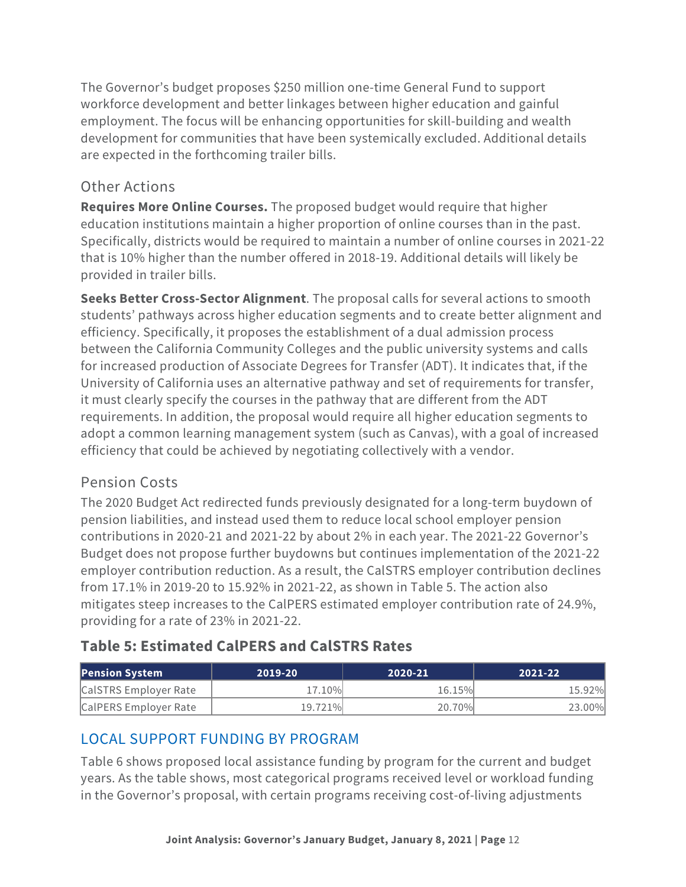The Governor's budget proposes $250 million one-time General Fund to support workforce development and better linkages between higher education and gainful employment. The focus will be enhancing opportunities for skill-building and wealth development for communities that have been systemically excluded. Additional details are expected in the forthcoming trailer bills.

### Other Actions

**Requires More Online Courses.** The proposed budget would require that higher education institutions maintain a higher proportion of online courses than in the past. Specifically, districts would be required to maintain a number of online courses in 2021-22 that is 10% higher than the number offered in 2018-19. Additional details will likely be provided in trailer bills.

**Seeks Better Cross-Sector Alignment**. The proposal calls for several actions to smooth students' pathways across higher education segments and to create better alignment and efficiency. Specifically, it proposes the establishment of a dual admission process between the California Community Colleges and the public university systems and calls for increased production of Associate Degrees for Transfer (ADT). It indicates that, if the University of California uses an alternative pathway and set of requirements for transfer, it must clearly specify the courses in the pathway that are different from the ADT requirements. In addition, the proposal would require all higher education segments to adopt a common learning management system (such as Canvas), with a goal of increased efficiency that could be achieved by negotiating collectively with a vendor.

### Pension Costs

The 2020 Budget Act redirected funds previously designated for a long-term buydown of pension liabilities, and instead used them to reduce local school employer pension contributions in 2020-21 and 2021-22 by about 2% in each year. The 2021-22 Governor's Budget does not propose further buydowns but continues implementation of the 2021-22 employer contribution reduction. As a result, the CalSTRS employer contribution declines from 17.1% in 2019-20 to 15.92% in 2021-22, as shown in Table 5. The action also mitigates steep increases to the CalPERS estimated employer contribution rate of 24.9%, providing for a rate of 23% in 2021-22.

#### Table 5: Estimated CalPERS and CalSTRS Rates

| Pension System | 2019-20 | 2020-21 | 2021-22 |
|---|---|---|---|
| CalSTRS Employer Rate | 17.10% | 16.15% | 15.92% |
| CalPERS Employer Rate | 19.721% | 20.70% | 23.00% |

## LOCAL SUPPORT FUNDING BY PROGRAM

Table 6 shows proposed local assistance funding by program for the current and budget years. As the table shows, most categorical programs received level or workload funding in the Governor's proposal, with certain programs receiving cost-of-living adjustments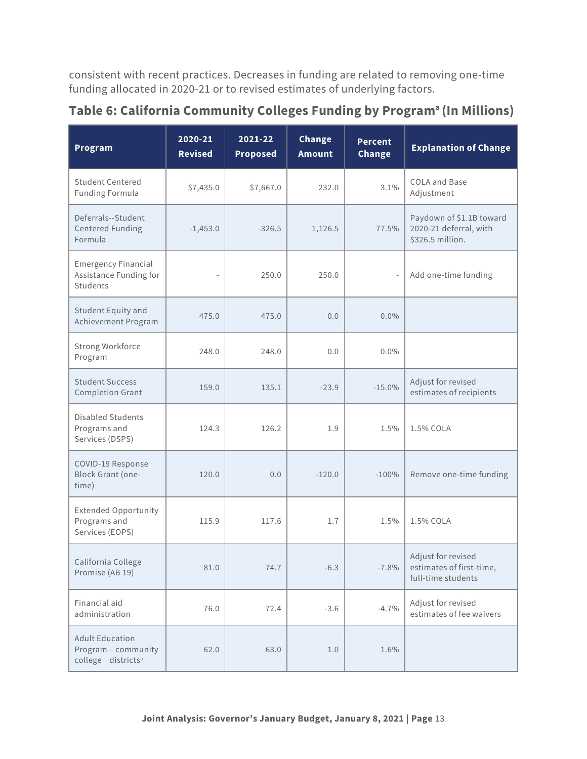consistent with recent practices. Decreases in funding are related to removing one-time funding allocated in 2020-21 or to revised estimates of underlying factors.

### Table 6: California Community Colleges Funding by Program[a] (In Millions)

| Program | 2020-21 Revised | 2021-22 Proposed | Change Amount | Percent Change | Explanation of Change |
|---|---|---|---|---|---|
| Student Centered Funding Formula | $7,435.0 | $7,667.0 | 232.0 | 3.1% | COLA and Base Adjustment |
| Deferrals--Student Centered Funding Formula | -1,453.0 | -326.5 | 1,126.5 | 77.5% | Paydown of $1.1B toward 2020-21 deferral, with $326.5 million. |
| Emergency Financial Assistance Funding for Students | - | 250.0 | 250.0 | - | Add one-time funding |
| Student Equity and Achievement Program | 475.0 | 475.0 | 0.0 | 0.0% | |
| Strong Workforce Program | 248.0 | 248.0 | 0.0 | 0.0% | |
| Student Success Completion Grant | 159.0 | 135.1 | -23.9 | -15.0% | Adjust for revised estimates of recipients |
| Disabled Students Programs and Services (DSPS) | 124.3 | 126.2 | 1.9 | 1.5% | 1.5% COLA |
| COVID-19 Response Block Grant (one-time) | 120.0 | 0.0 | -120.0 | -100% | Remove one-time funding |
| Extended Opportunity Programs and Services (EOPS) | 115.9 | 117.6 | 1.7 | 1.5% | 1.5% COLA |
| California College Promise (AB 19) | 81.0 | 74.7 | -6.3 | -7.8% | Adjust for revised estimates of first-time, full-time students |
| Financial aid administration | 76.0 | 72.4 | -3.6 | -4.7% | Adjust for revised estimates of fee waivers |
| Adult Education Program – community college districts[b] | 62.0 | 63.0 | 1.0 | 1.6% | |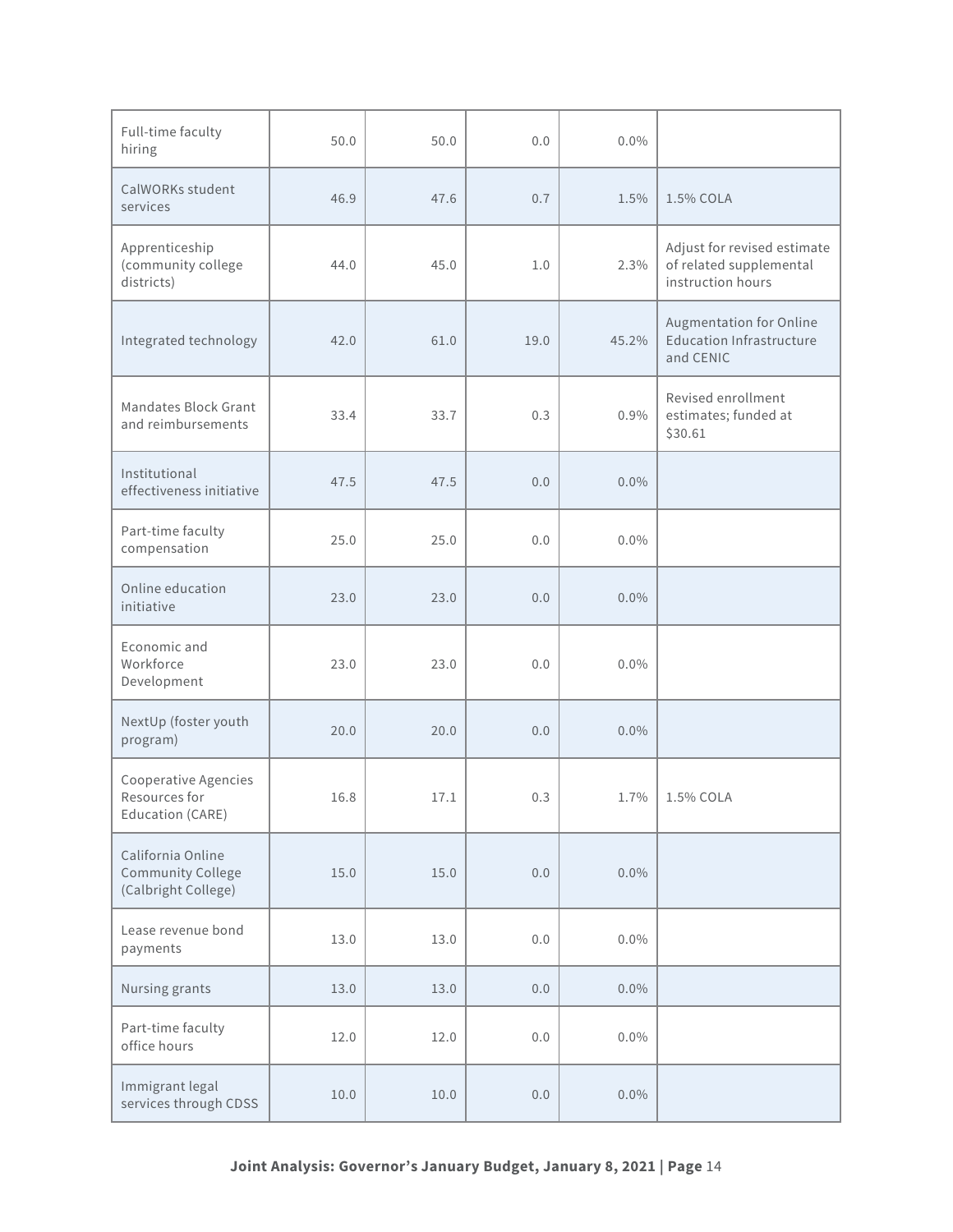| Full-time faculty hiring | 50.0 | 50.0 | 0.0 | 0.0% | |
|---|---|---|---|---|---|
| CalWORKs student services | 46.9 | 47.6 | 0.7 | 1.5% | 1.5% COLA |
| Apprenticeship (community college districts) | 44.0 | 45.0 | 1.0 | 2.3% | Adjust for revised estimate of related supplemental instruction hours |
| Integrated technology | 42.0 | 61.0 | 19.0 | 45.2% | Augmentation for Online Education Infrastructure and CENIC |
| Mandates Block Grant and reimbursements | 33.4 | 33.7 | 0.3 | 0.9% | Revised enrollment estimates; funded at $30.61 |
| Institutional effectiveness initiative | 47.5 | 47.5 | 0.0 | 0.0% | |
| Part-time faculty compensation | 25.0 | 25.0 | 0.0 | 0.0% | |
| Online education initiative | 23.0 | 23.0 | 0.0 | 0.0% | |
| Economic and Workforce Development | 23.0 | 23.0 | 0.0 | 0.0% | |
| NextUp (foster youth program) | 20.0 | 20.0 | 0.0 | 0.0% | |
| Cooperative Agencies Resources for Education (CARE) | 16.8 | 17.1 | 0.3 | 1.7% | 1.5% COLA |
| California Online Community College (Calbright College) | 15.0 | 15.0 | 0.0 | 0.0% | |
| Lease revenue bond payments | 13.0 | 13.0 | 0.0 | 0.0% | |
| Nursing grants | 13.0 | 13.0 | 0.0 | 0.0% | |
| Part-time faculty office hours | 12.0 | 12.0 | 0.0 | 0.0% | |
| Immigrant legal services through CDSS | 10.0 | 10.0 | 0.0 | 0.0% | |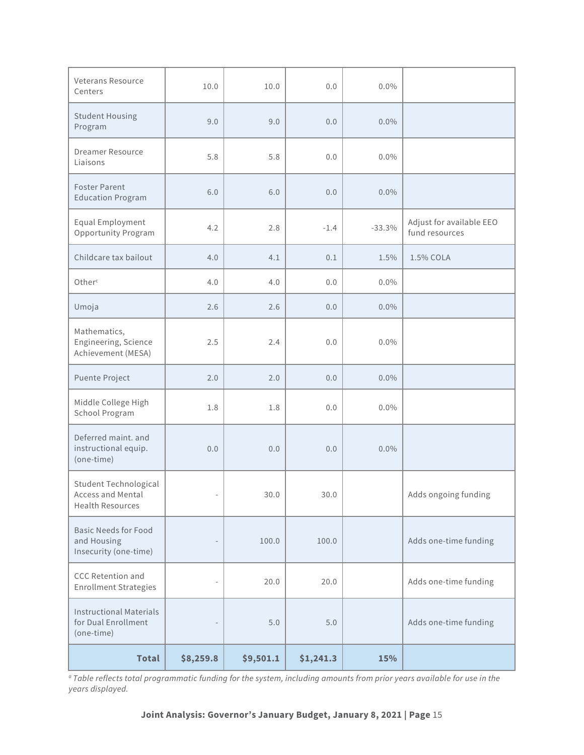| | | | | | |
|---|---|---|---|---|---|
| Veterans Resource Centers | 10.0 | 10.0 | 0.0 | 0.0% | |
| Student Housing Program | 9.0 | 9.0 | 0.0 | 0.0% | |
| Dreamer Resource Liaisons | 5.8 | 5.8 | 0.0 | 0.0% | |
| Foster Parent Education Program | 6.0 | 6.0 | 0.0 | 0.0% | |
| Equal Employment Opportunity Program | 4.2 | 2.8 | -1.4 | -33.3% | Adjust for available EEO fund resources |
| Childcare tax bailout | 4.0 | 4.1 | 0.1 | 1.5% | 1.5% COLA |
| Other[c] | 4.0 | 4.0 | 0.0 | 0.0% | |
| Umoja | 2.6 | 2.6 | 0.0 | 0.0% | |
| Mathematics, Engineering, Science Achievement (MESA) | 2.5 | 2.4 | 0.0 | 0.0% | |
| Puente Project | 2.0 | 2.0 | 0.0 | 0.0% | |
| Middle College High School Program | 1.8 | 1.8 | 0.0 | 0.0% | |
| Deferred maint. and instructional equip. (one-time) | 0.0 | 0.0 | 0.0 | 0.0% | |
| Student Technological Access and Mental Health Resources | - | 30.0 | 30.0 | | Adds ongoing funding |
| Basic Needs for Food and Housing Insecurity (one-time) | - | 100.0 | 100.0 | | Adds one-time funding |
| CCC Retention and Enrollment Strategies | - | 20.0 | 20.0 | | Adds one-time funding |
| Instructional Materials for Dual Enrollment (one-time) | - | 5.0 | 5.0 | | Adds one-time funding |
| **Total** | **$8,259.8** | **$9,501.1** | **$1,241.3** | **15%** | |

*[a] Table reflects total programmatic funding for the system, including amounts from prior years available for use in the years displayed.*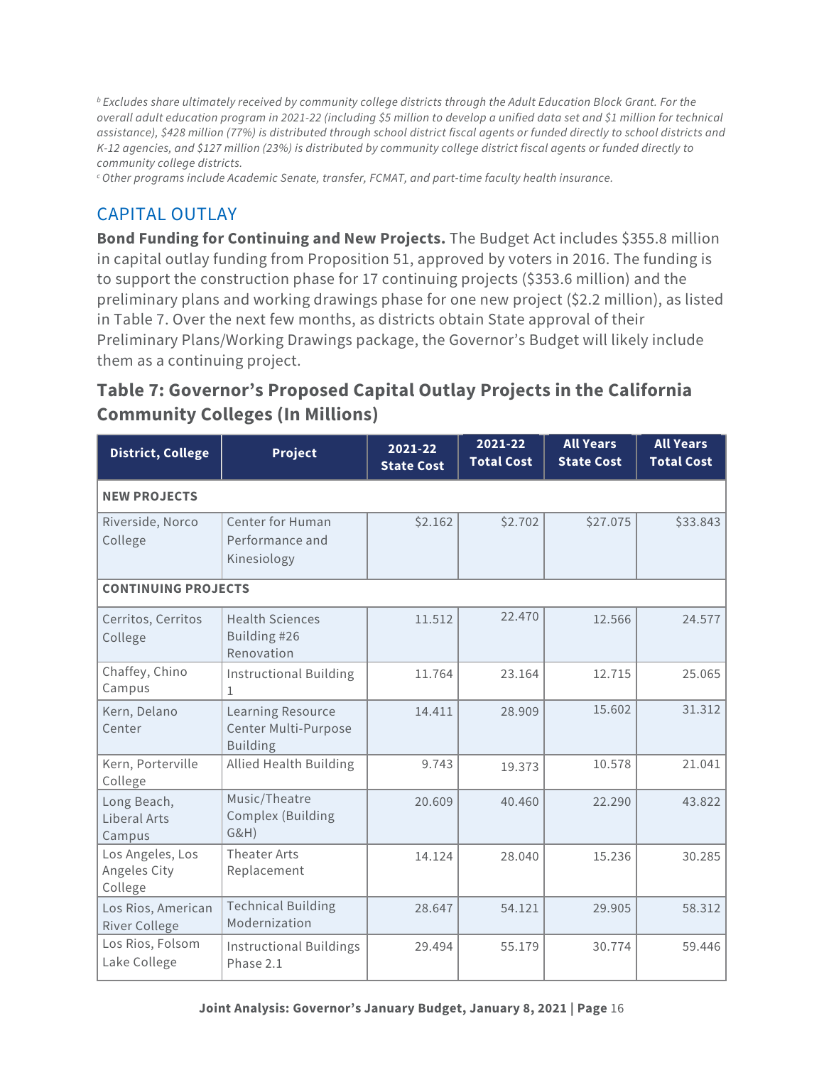[b] Excludes share ultimately received by community college districts through the Adult Education Block Grant. For the overall adult education program in 2021-22 (including $5 million to develop a unified data set and $1 million for technical assistance), $428 million (77%) is distributed through school district fiscal agents or funded directly to school districts and K-12 agencies, and $127 million (23%) is distributed by community college district fiscal agents or funded directly to community college districts.

[c] Other programs include Academic Senate, transfer, FCMAT, and part-time faculty health insurance.

## CAPITAL OUTLAY

**Bond Funding for Continuing and New Projects.** The Budget Act includes $355.8 million in capital outlay funding from Proposition 51, approved by voters in 2016. The funding is to support the construction phase for 17 continuing projects ($353.6 million) and the preliminary plans and working drawings phase for one new project ($2.2 million), as listed in Table 7. Over the next few months, as districts obtain State approval of their Preliminary Plans/Working Drawings package, the Governor's Budget will likely include them as a continuing project.

### Table 7: Governor's Proposed Capital Outlay Projects in the California Community Colleges (In Millions)

| District, College | Project | 2021-22 State Cost | 2021-22 Total Cost | All Years State Cost | All Years Total Cost |
|---|---|---|---|---|---|
| **NEW PROJECTS** | | | | | |
| Riverside, Norco College | Center for Human Performance and Kinesiology | $2.162 | $2.702 | $27.075 | $33.843 |
| **CONTINUING PROJECTS** | | | | | |
| Cerritos, Cerritos College | Health Sciences Building #26 Renovation | 11.512 | 22.470 | 12.566 | 24.577 |
| Chaffey, Chino Campus | Instructional Building 1 | 11.764 | 23.164 | 12.715 | 25.065 |
| Kern, Delano Center | Learning Resource Center Multi-Purpose Building | 14.411 | 28.909 | 15.602 | 31.312 |
| Kern, Porterville College | Allied Health Building | 9.743 | 19.373 | 10.578 | 21.041 |
| Long Beach, Liberal Arts Campus | Music/Theatre Complex (Building G&H) | 20.609 | 40.460 | 22.290 | 43.822 |
| Los Angeles, Los Angeles City College | Theater Arts Replacement | 14.124 | 28.040 | 15.236 | 30.285 |
| Los Rios, American River College | Technical Building Modernization | 28.647 | 54.121 | 29.905 | 58.312 |
| Los Rios, Folsom Lake College | Instructional Buildings Phase 2.1 | 29.494 | 55.179 | 30.774 | 59.446 |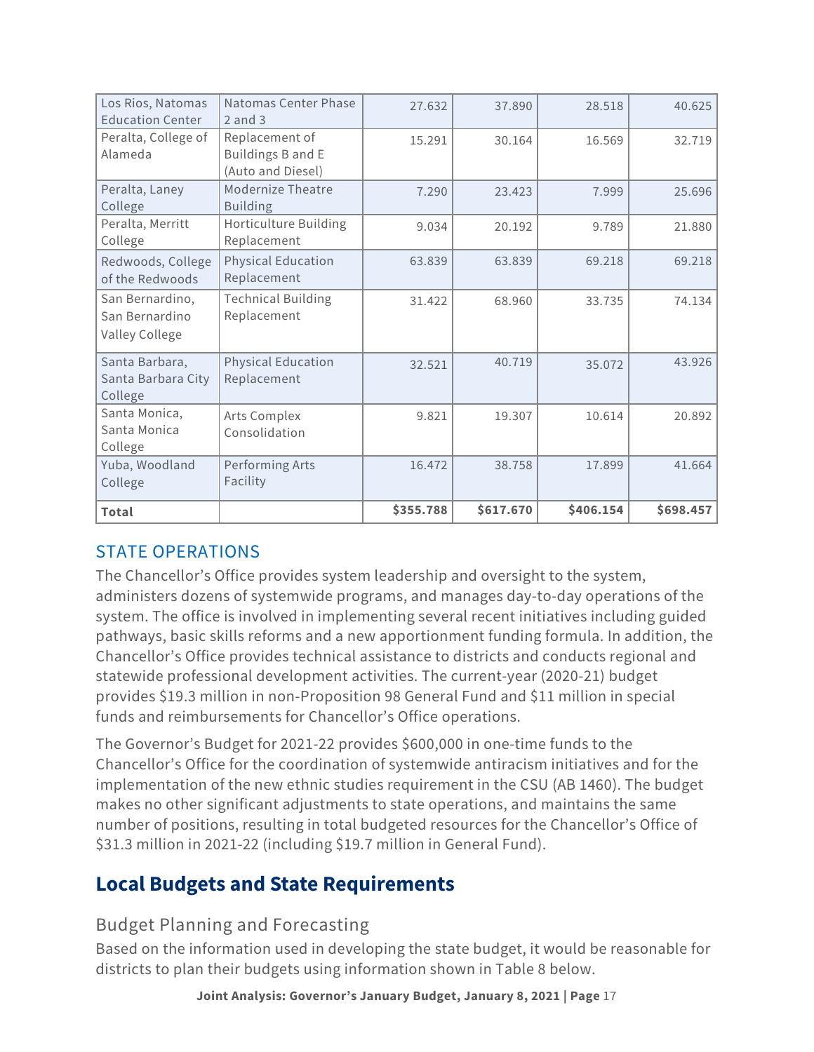| | | | | | |
|---|---|---|---|---|---|
| Los Rios, Natomas Education Center | Natomas Center Phase 2 and 3 | 27.632 | 37.890 | 28.518 | 40.625 |
| Peralta, College of Alameda | Replacement of Buildings B and E (Auto and Diesel) | 15.291 | 30.164 | 16.569 | 32.719 |
| Peralta, Laney College | Modernize Theatre Building | 7.290 | 23.423 | 7.999 | 25.696 |
| Peralta, Merritt College | Horticulture Building Replacement | 9.034 | 20.192 | 9.789 | 21.880 |
| Redwoods, College of the Redwoods | Physical Education Replacement | 63.839 | 63.839 | 69.218 | 69.218 |
| San Bernardino, San Bernardino Valley College | Technical Building Replacement | 31.422 | 68.960 | 33.735 | 74.134 |
| Santa Barbara, Santa Barbara City College | Physical Education Replacement | 32.521 | 40.719 | 35.072 | 43.926 |
| Santa Monica, Santa Monica College | Arts Complex Consolidation | 9.821 | 19.307 | 10.614 | 20.892 |
| Yuba, Woodland College | Performing Arts Facility | 16.472 | 38.758 | 17.899 | 41.664 |
| **Total** | | **$355.788** | **$617.670** | **$406.154** | **$698.457** |

### STATE OPERATIONS

The Chancellor's Office provides system leadership and oversight to the system, administers dozens of systemwide programs, and manages day-to-day operations of the system. The office is involved in implementing several recent initiatives including guided pathways, basic skills reforms and a new apportionment funding formula. In addition, the Chancellor's Office provides technical assistance to districts and conducts regional and statewide professional development activities. The current-year (2020-21) budget provides $19.3 million in non-Proposition 98 General Fund and $11 million in special funds and reimbursements for Chancellor's Office operations.

The Governor's Budget for 2021-22 provides $600,000 in one-time funds to the Chancellor's Office for the coordination of systemwide antiracism initiatives and for the implementation of the new ethnic studies requirement in the CSU (AB 1460). The budget makes no other significant adjustments to state operations, and maintains the same number of positions, resulting in total budgeted resources for the Chancellor's Office of $31.3 million in 2021-22 (including $19.7 million in General Fund).

## Local Budgets and State Requirements

### Budget Planning and Forecasting

Based on the information used in developing the state budget, it would be reasonable for districts to plan their budgets using information shown in Table 8 below.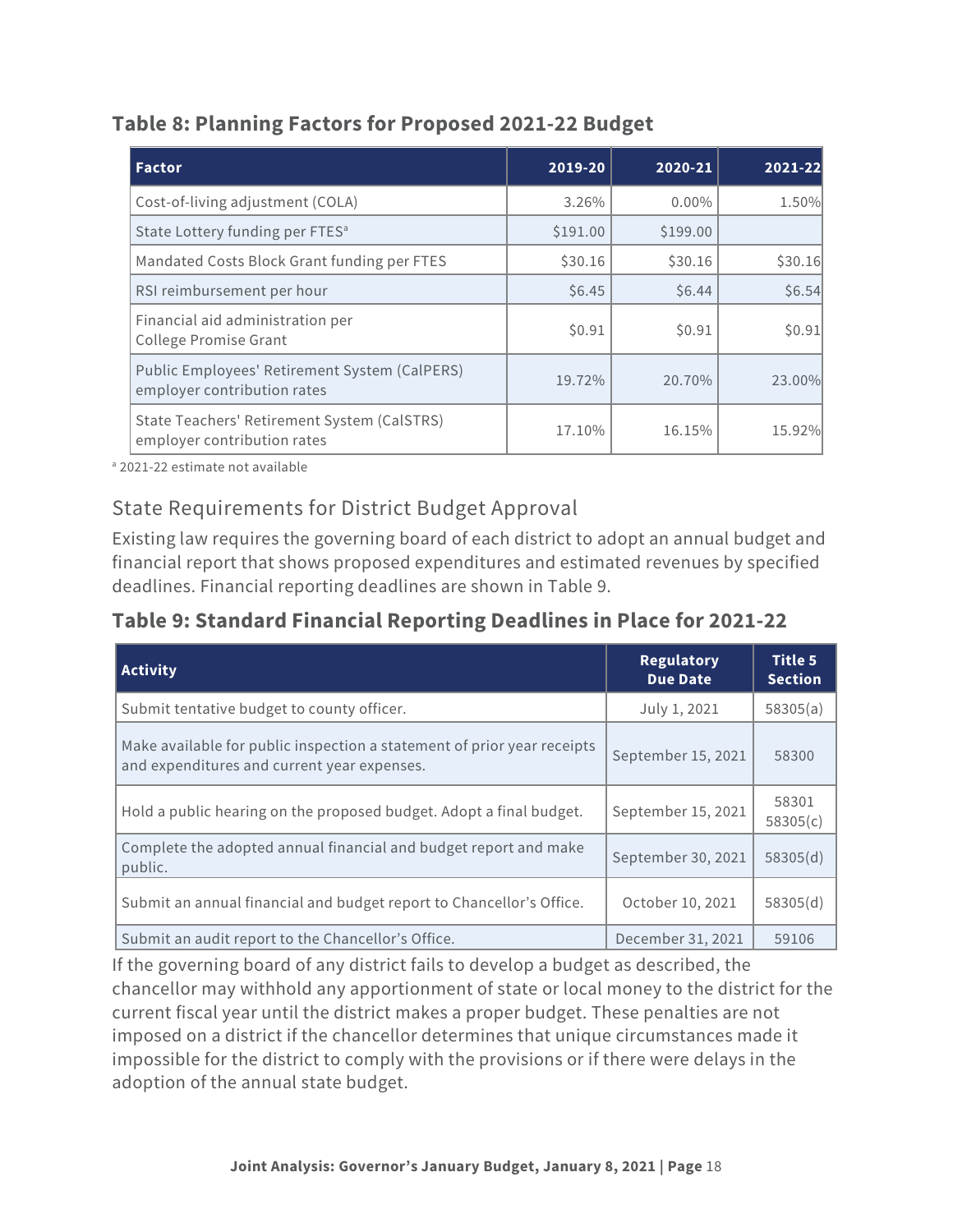### Table 8: Planning Factors for Proposed 2021-22 Budget

| Factor | 2019-20 | 2020-21 | 2021-22 |
|---|---|---|---|
| Cost-of-living adjustment (COLA) | 3.26% | 0.00% | 1.50% |
| State Lottery funding per FTES[a] | $191.00 | $199.00 | |
| Mandated Costs Block Grant funding per FTES | $30.16 | $30.16 | $30.16 |
| RSI reimbursement per hour | $6.45 | $6.44 | $6.54 |
| Financial aid administration per College Promise Grant | $0.91 | $0.91 | $0.91 |
| Public Employees' Retirement System (CalPERS) employer contribution rates | 19.72% | 20.70% | 23.00% |
| State Teachers' Retirement System (CalSTRS) employer contribution rates | 17.10% | 16.15% | 15.92% |

[a] 2021-22 estimate not available

## State Requirements for District Budget Approval

Existing law requires the governing board of each district to adopt an annual budget and financial report that shows proposed expenditures and estimated revenues by specified deadlines. Financial reporting deadlines are shown in Table 9.

### Table 9: Standard Financial Reporting Deadlines in Place for 2021-22

| Activity | Regulatory Due Date | Title 5 Section |
|---|---|---|
| Submit tentative budget to county officer. | July 1, 2021 | 58305(a) |
| Make available for public inspection a statement of prior year receipts and expenditures and current year expenses. | September 15, 2021 | 58300 |
| Hold a public hearing on the proposed budget. Adopt a final budget. | September 15, 2021 | 58301 58305(c) |
| Complete the adopted annual financial and budget report and make public. | September 30, 2021 | 58305(d) |
| Submit an annual financial and budget report to Chancellor's Office. | October 10, 2021 | 58305(d) |
| Submit an audit report to the Chancellor's Office. | December 31, 2021 | 59106 |

If the governing board of any district fails to develop a budget as described, the chancellor may withhold any apportionment of state or local money to the district for the current fiscal year until the district makes a proper budget. These penalties are not imposed on a district if the chancellor determines that unique circumstances made it impossible for the district to comply with the provisions or if there were delays in the adoption of the annual state budget.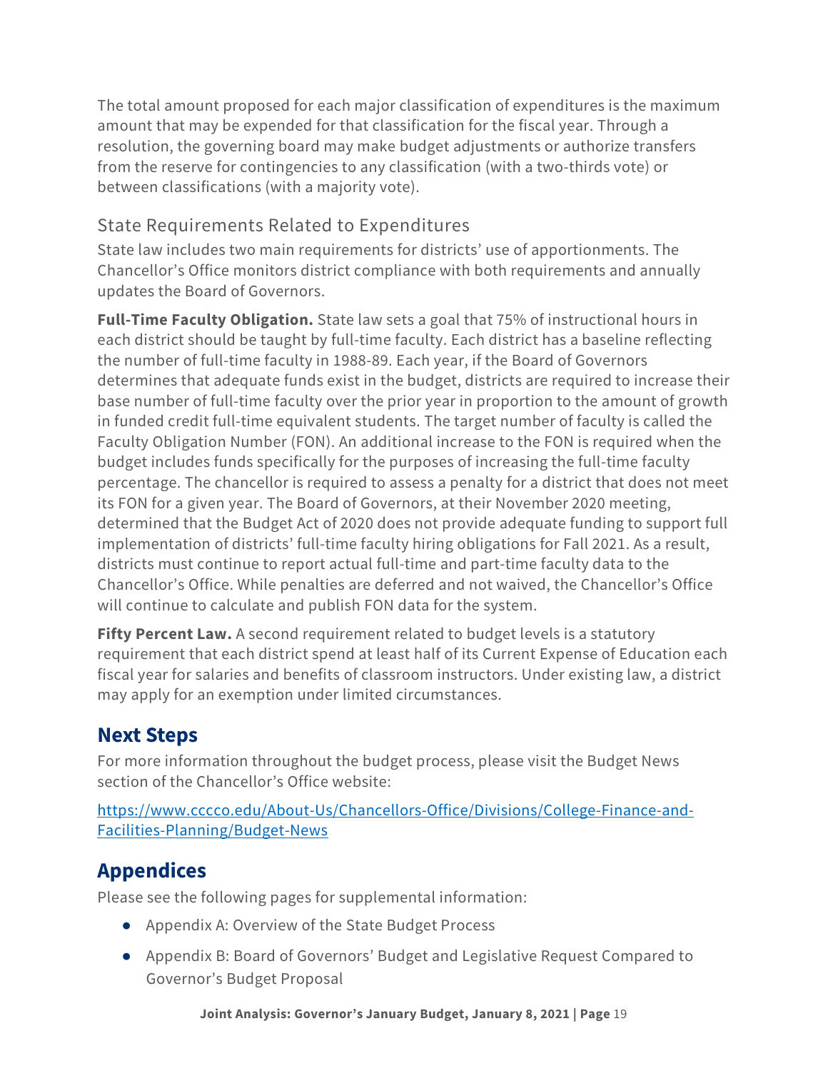The total amount proposed for each major classification of expenditures is the maximum amount that may be expended for that classification for the fiscal year. Through a resolution, the governing board may make budget adjustments or authorize transfers from the reserve for contingencies to any classification (with a two-thirds vote) or between classifications (with a majority vote).

### State Requirements Related to Expenditures

State law includes two main requirements for districts' use of apportionments. The Chancellor's Office monitors district compliance with both requirements and annually updates the Board of Governors.

**Full-Time Faculty Obligation.** State law sets a goal that 75% of instructional hours in each district should be taught by full-time faculty. Each district has a baseline reflecting the number of full-time faculty in 1988-89. Each year, if the Board of Governors determines that adequate funds exist in the budget, districts are required to increase their base number of full-time faculty over the prior year in proportion to the amount of growth in funded credit full-time equivalent students. The target number of faculty is called the Faculty Obligation Number (FON). An additional increase to the FON is required when the budget includes funds specifically for the purposes of increasing the full-time faculty percentage. The chancellor is required to assess a penalty for a district that does not meet its FON for a given year. The Board of Governors, at their November 2020 meeting, determined that the Budget Act of 2020 does not provide adequate funding to support full implementation of districts' full-time faculty hiring obligations for Fall 2021. As a result, districts must continue to report actual full-time and part-time faculty data to the Chancellor's Office. While penalties are deferred and not waived, the Chancellor's Office will continue to calculate and publish FON data for the system.

**Fifty Percent Law.** A second requirement related to budget levels is a statutory requirement that each district spend at least half of its Current Expense of Education each fiscal year for salaries and benefits of classroom instructors. Under existing law, a district may apply for an exemption under limited circumstances.

## Next Steps

For more information throughout the budget process, please visit the Budget News section of the Chancellor's Office website:

[https://www.cccco.edu/About-Us/Chancellors-Office/Divisions/College-Finance-and-Facilities-Planning/Budget-News](https://www.cccco.edu/About-Us/Chancellors-Office/Divisions/College-Finance-and-Facilities-Planning/Budget-News)

## Appendices

Please see the following pages for supplemental information:

- Appendix A: Overview of the State Budget Process
- Appendix B: Board of Governors' Budget and Legislative Request Compared to Governor's Budget Proposal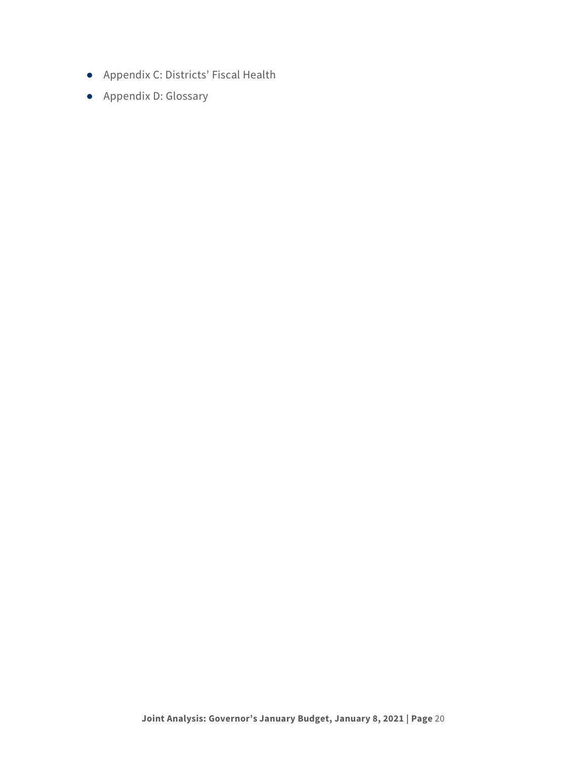- Appendix C: Districts' Fiscal Health
- Appendix D: Glossary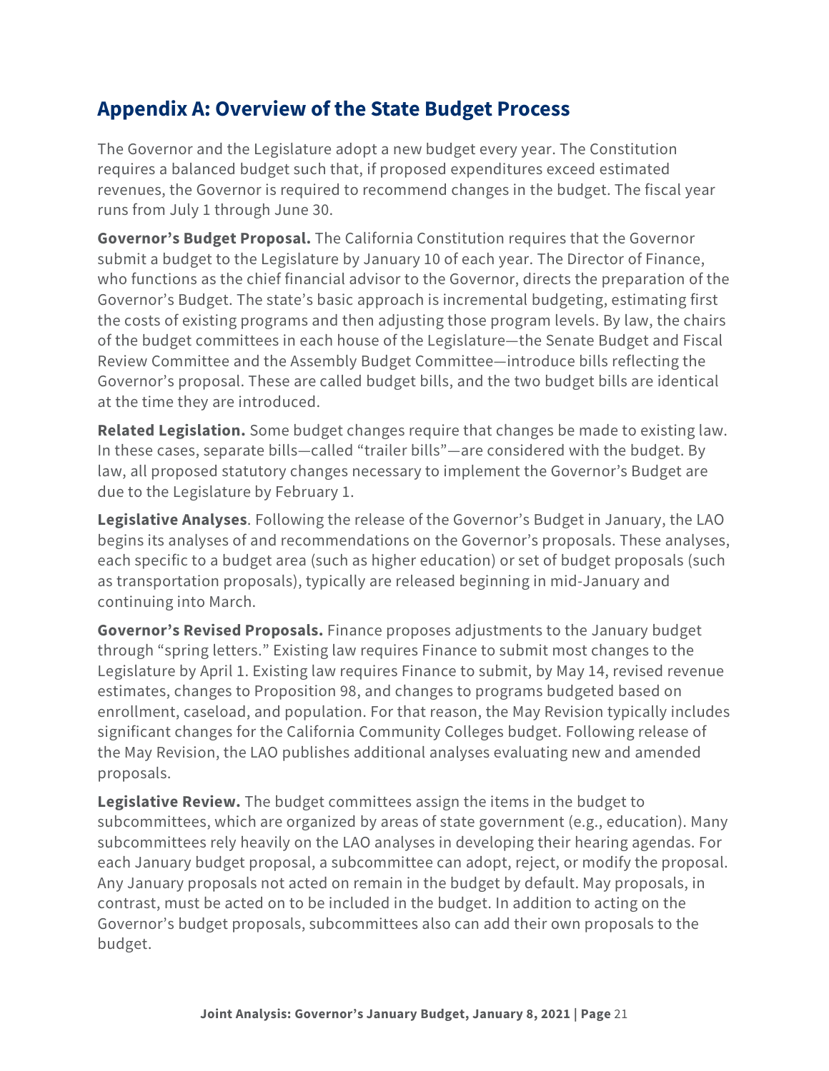## Appendix A: Overview of the State Budget Process

The Governor and the Legislature adopt a new budget every year. The Constitution requires a balanced budget such that, if proposed expenditures exceed estimated revenues, the Governor is required to recommend changes in the budget. The fiscal year runs from July 1 through June 30.

**Governor's Budget Proposal.** The California Constitution requires that the Governor submit a budget to the Legislature by January 10 of each year. The Director of Finance, who functions as the chief financial advisor to the Governor, directs the preparation of the Governor's Budget. The state's basic approach is incremental budgeting, estimating first the costs of existing programs and then adjusting those program levels. By law, the chairs of the budget committees in each house of the Legislature—the Senate Budget and Fiscal Review Committee and the Assembly Budget Committee—introduce bills reflecting the Governor's proposal. These are called budget bills, and the two budget bills are identical at the time they are introduced.

**Related Legislation.** Some budget changes require that changes be made to existing law. In these cases, separate bills—called "trailer bills"—are considered with the budget. By law, all proposed statutory changes necessary to implement the Governor's Budget are due to the Legislature by February 1.

**Legislative Analyses**. Following the release of the Governor's Budget in January, the LAO begins its analyses of and recommendations on the Governor's proposals. These analyses, each specific to a budget area (such as higher education) or set of budget proposals (such as transportation proposals), typically are released beginning in mid-January and continuing into March.

**Governor's Revised Proposals.** Finance proposes adjustments to the January budget through "spring letters." Existing law requires Finance to submit most changes to the Legislature by April 1. Existing law requires Finance to submit, by May 14, revised revenue estimates, changes to Proposition 98, and changes to programs budgeted based on enrollment, caseload, and population. For that reason, the May Revision typically includes significant changes for the California Community Colleges budget. Following release of the May Revision, the LAO publishes additional analyses evaluating new and amended proposals.

**Legislative Review.** The budget committees assign the items in the budget to subcommittees, which are organized by areas of state government (e.g., education). Many subcommittees rely heavily on the LAO analyses in developing their hearing agendas. For each January budget proposal, a subcommittee can adopt, reject, or modify the proposal. Any January proposals not acted on remain in the budget by default. May proposals, in contrast, must be acted on to be included in the budget. In addition to acting on the Governor's budget proposals, subcommittees also can add their own proposals to the budget.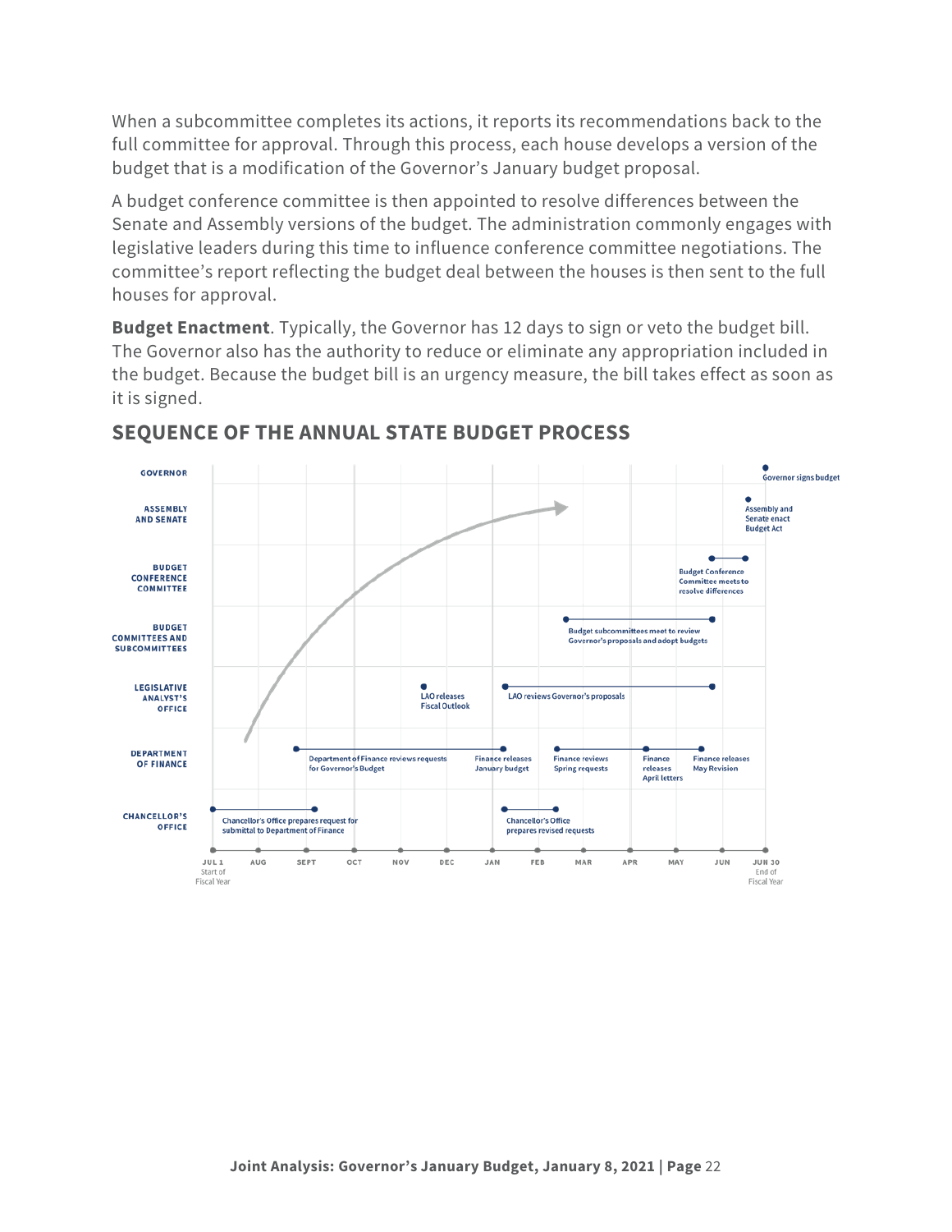When a subcommittee completes its actions, it reports its recommendations back to the full committee for approval. Through this process, each house develops a version of the budget that is a modification of the Governor's January budget proposal.

A budget conference committee is then appointed to resolve differences between the Senate and Assembly versions of the budget. The administration commonly engages with legislative leaders during this time to influence conference committee negotiations. The committee's report reflecting the budget deal between the houses is then sent to the full houses for approval.

**Budget Enactment**. Typically, the Governor has 12 days to sign or veto the budget bill. The Governor also has the authority to reduce or eliminate any appropriation included in the budget. Because the budget bill is an urgency measure, the bill takes effect as soon as it is signed.

## SEQUENCE OF THE ANNUAL STATE BUDGET PROCESS

| Entity | Activity | Timing |
|---|---|---|
| Governor | Governor signs budget | Jun 30 |
| Assembly and Senate | Assembly and Senate enact Budget Act | Jun |
| Budget Conference Committee | Budget Conference Committee meets to resolve differences | Late May – Jun |
| Budget Committees and Subcommittees | Budget subcommittees meet to review Governor's proposals and adopt budgets | Late Feb – Late May |
| Legislative Analyst's Office | LAO releases Fiscal Outlook | Nov |
| Legislative Analyst's Office | LAO reviews Governor's proposals | Jan – Late May |
| Department of Finance | Department of Finance reviews requests for Governor's Budget | Sept – Jan |
| Department of Finance | Finance releases January budget | Jan |
| Department of Finance | Finance reviews Spring requests | Feb – Apr |
| Department of Finance | Finance releases April letters | Apr |
| Department of Finance | Finance releases May Revision | May |
| Chancellor's Office | Chancellor's Office prepares request for submittal to Department of Finance | Jul 1 – Sept |
| Chancellor's Office | Chancellor's Office prepares revised requests | Jan – Feb |

Timeline: JUL 1 (Start of Fiscal Year), AUG, SEPT, OCT, NOV, DEC, JAN, FEB, MAR, APR, MAY, JUN, JUN 30 (End of Fiscal Year)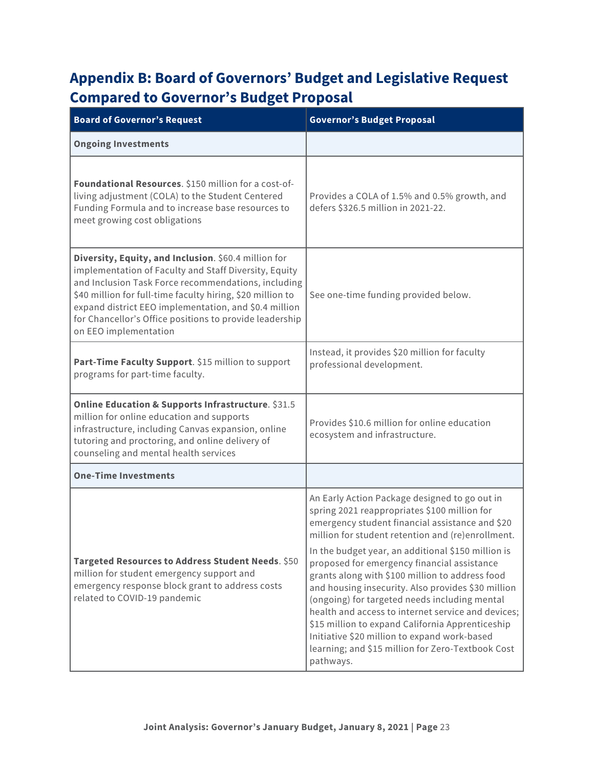## Appendix B: Board of Governors' Budget and Legislative Request Compared to Governor's Budget Proposal

| Board of Governor's Request | Governor's Budget Proposal |
| --- | --- |
| **Ongoing Investments** | |
| **Foundational Resources**. $150 million for a cost-of-living adjustment (COLA) to the Student Centered Funding Formula and to increase base resources to meet growing cost obligations | Provides a COLA of 1.5% and 0.5% growth, and defers $326.5 million in 2021-22. |
| **Diversity, Equity, and Inclusion**. $60.4 million for implementation of Faculty and Staff Diversity, Equity and Inclusion Task Force recommendations, including $40 million for full-time faculty hiring, $20 million to expand district EEO implementation, and $0.4 million for Chancellor's Office positions to provide leadership on EEO implementation | See one-time funding provided below. |
| **Part-Time Faculty Support**. $15 million to support programs for part-time faculty. | Instead, it provides $20 million for faculty professional development. |
| **Online Education & Supports Infrastructure**. $31.5 million for online education and supports infrastructure, including Canvas expansion, online tutoring and proctoring, and online delivery of counseling and mental health services | Provides $10.6 million for online education ecosystem and infrastructure. |
| **One-Time Investments** | |
| **Targeted Resources to Address Student Needs**. $50 million for student emergency support and emergency response block grant to address costs related to COVID-19 pandemic | An Early Action Package designed to go out in spring 2021 reappropriates $100 million for emergency student financial assistance and $20 million for student retention and (re)enrollment.<br><br>In the budget year, an additional $150 million is proposed for emergency financial assistance grants along with $100 million to address food and housing insecurity. Also provides $30 million (ongoing) for targeted needs including mental health and access to internet service and devices; $15 million to expand California Apprenticeship Initiative $20 million to expand work-based learning; and $15 million for Zero-Textbook Cost pathways. |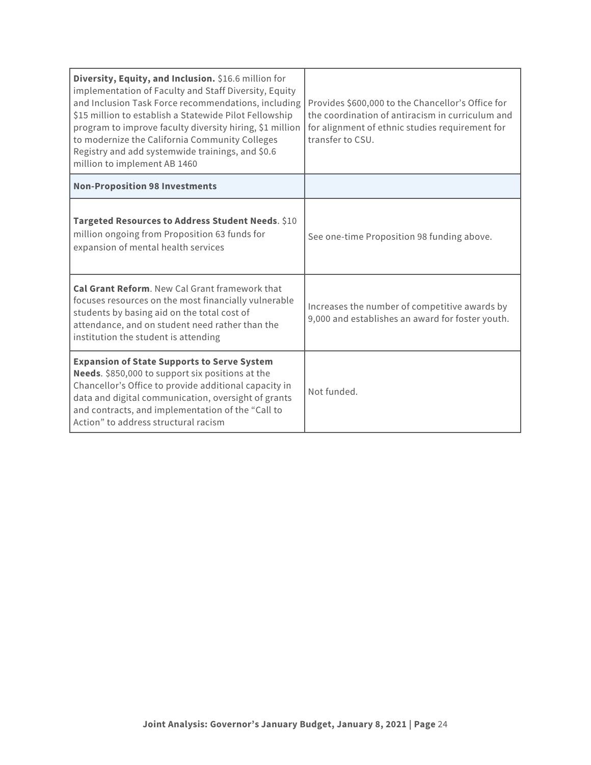| | |
|---|---|
| **Diversity, Equity, and Inclusion.** $16.6 million for implementation of Faculty and Staff Diversity, Equity and Inclusion Task Force recommendations, including $15 million to establish a Statewide Pilot Fellowship program to improve faculty diversity hiring, $1 million to modernize the California Community Colleges Registry and add systemwide trainings, and $0.6 million to implement AB 1460 | Provides $600,000 to the Chancellor's Office for the coordination of antiracism in curriculum and for alignment of ethnic studies requirement for transfer to CSU. |
| **Non-Proposition 98 Investments** | |
| **Targeted Resources to Address Student Needs**. $10 million ongoing from Proposition 63 funds for expansion of mental health services | See one-time Proposition 98 funding above. |
| **Cal Grant Reform**. New Cal Grant framework that focuses resources on the most financially vulnerable students by basing aid on the total cost of attendance, and on student need rather than the institution the student is attending | Increases the number of competitive awards by 9,000 and establishes an award for foster youth. |
| **Expansion of State Supports to Serve System Needs**. $850,000 to support six positions at the Chancellor's Office to provide additional capacity in data and digital communication, oversight of grants and contracts, and implementation of the "Call to Action" to address structural racism | Not funded. |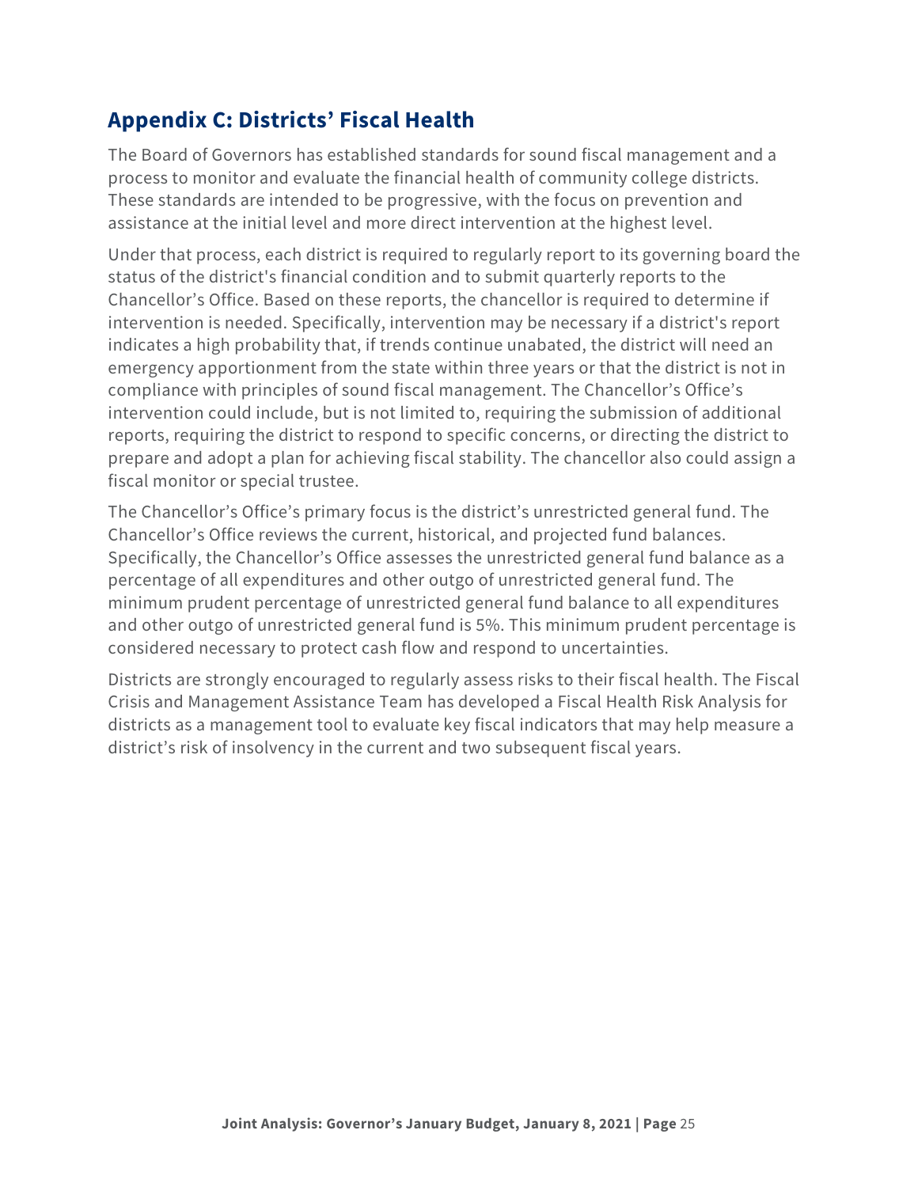## Appendix C: Districts' Fiscal Health

The Board of Governors has established standards for sound fiscal management and a process to monitor and evaluate the financial health of community college districts. These standards are intended to be progressive, with the focus on prevention and assistance at the initial level and more direct intervention at the highest level.

Under that process, each district is required to regularly report to its governing board the status of the district's financial condition and to submit quarterly reports to the Chancellor's Office. Based on these reports, the chancellor is required to determine if intervention is needed. Specifically, intervention may be necessary if a district's report indicates a high probability that, if trends continue unabated, the district will need an emergency apportionment from the state within three years or that the district is not in compliance with principles of sound fiscal management. The Chancellor's Office's intervention could include, but is not limited to, requiring the submission of additional reports, requiring the district to respond to specific concerns, or directing the district to prepare and adopt a plan for achieving fiscal stability. The chancellor also could assign a fiscal monitor or special trustee.

The Chancellor's Office's primary focus is the district's unrestricted general fund. The Chancellor's Office reviews the current, historical, and projected fund balances. Specifically, the Chancellor's Office assesses the unrestricted general fund balance as a percentage of all expenditures and other outgo of unrestricted general fund. The minimum prudent percentage of unrestricted general fund balance to all expenditures and other outgo of unrestricted general fund is 5%. This minimum prudent percentage is considered necessary to protect cash flow and respond to uncertainties.

Districts are strongly encouraged to regularly assess risks to their fiscal health. The Fiscal Crisis and Management Assistance Team has developed a Fiscal Health Risk Analysis for districts as a management tool to evaluate key fiscal indicators that may help measure a district's risk of insolvency in the current and two subsequent fiscal years.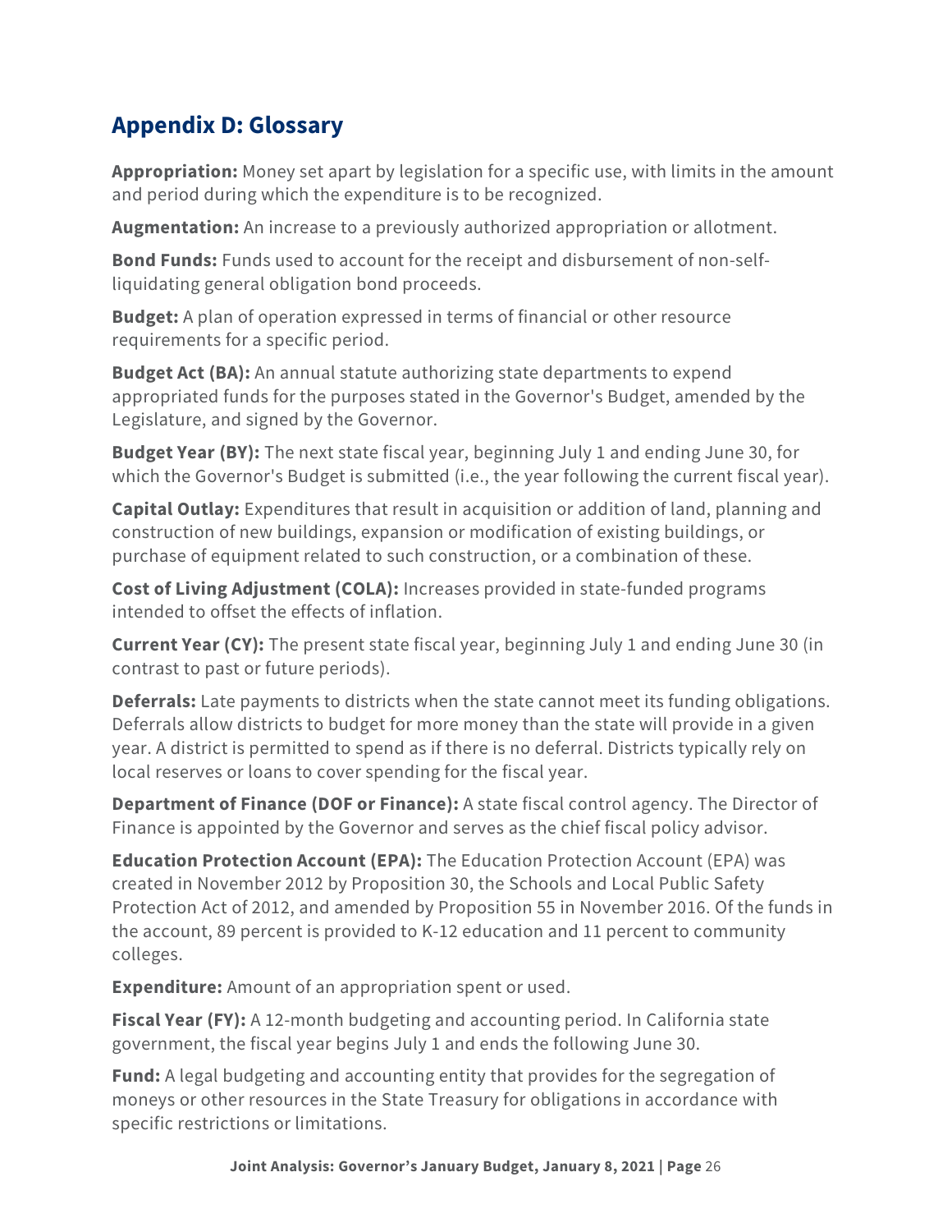## Appendix D: Glossary

**Appropriation:** Money set apart by legislation for a specific use, with limits in the amount and period during which the expenditure is to be recognized.

**Augmentation:** An increase to a previously authorized appropriation or allotment.

**Bond Funds:** Funds used to account for the receipt and disbursement of non-self-liquidating general obligation bond proceeds.

**Budget:** A plan of operation expressed in terms of financial or other resource requirements for a specific period.

**Budget Act (BA):** An annual statute authorizing state departments to expend appropriated funds for the purposes stated in the Governor's Budget, amended by the Legislature, and signed by the Governor.

**Budget Year (BY):** The next state fiscal year, beginning July 1 and ending June 30, for which the Governor's Budget is submitted (i.e., the year following the current fiscal year).

**Capital Outlay:** Expenditures that result in acquisition or addition of land, planning and construction of new buildings, expansion or modification of existing buildings, or purchase of equipment related to such construction, or a combination of these.

**Cost of Living Adjustment (COLA):** Increases provided in state-funded programs intended to offset the effects of inflation.

**Current Year (CY):** The present state fiscal year, beginning July 1 and ending June 30 (in contrast to past or future periods).

**Deferrals:** Late payments to districts when the state cannot meet its funding obligations. Deferrals allow districts to budget for more money than the state will provide in a given year. A district is permitted to spend as if there is no deferral. Districts typically rely on local reserves or loans to cover spending for the fiscal year.

**Department of Finance (DOF or Finance):** A state fiscal control agency. The Director of Finance is appointed by the Governor and serves as the chief fiscal policy advisor.

**Education Protection Account (EPA):** The Education Protection Account (EPA) was created in November 2012 by Proposition 30, the Schools and Local Public Safety Protection Act of 2012, and amended by Proposition 55 in November 2016. Of the funds in the account, 89 percent is provided to K-12 education and 11 percent to community colleges.

**Expenditure:** Amount of an appropriation spent or used.

**Fiscal Year (FY):** A 12-month budgeting and accounting period. In California state government, the fiscal year begins July 1 and ends the following June 30.

**Fund:** A legal budgeting and accounting entity that provides for the segregation of moneys or other resources in the State Treasury for obligations in accordance with specific restrictions or limitations.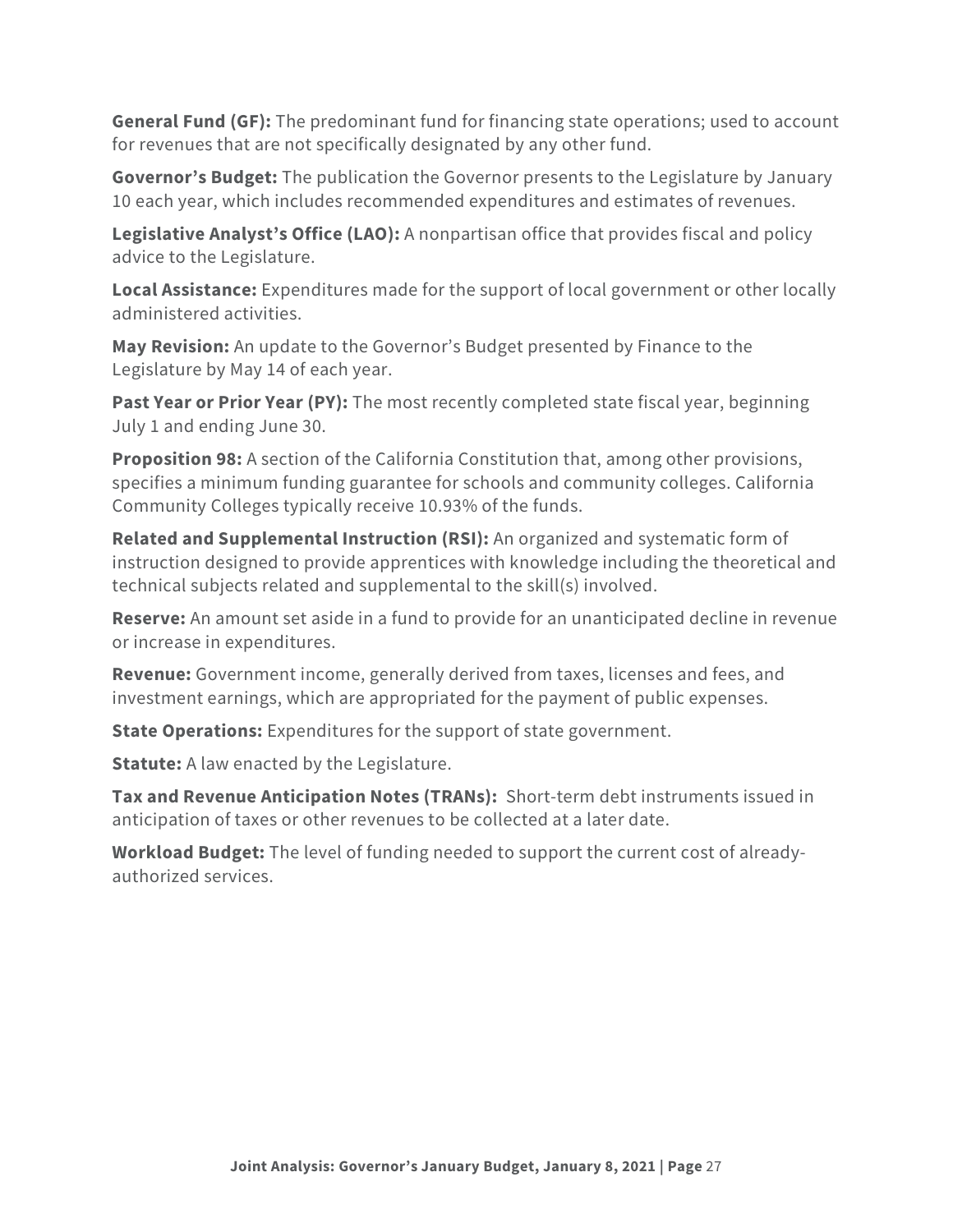**General Fund (GF):** The predominant fund for financing state operations; used to account for revenues that are not specifically designated by any other fund.

**Governor's Budget:** The publication the Governor presents to the Legislature by January 10 each year, which includes recommended expenditures and estimates of revenues.

**Legislative Analyst's Office (LAO):** A nonpartisan office that provides fiscal and policy advice to the Legislature.

**Local Assistance:** Expenditures made for the support of local government or other locally administered activities.

**May Revision:** An update to the Governor's Budget presented by Finance to the Legislature by May 14 of each year.

**Past Year or Prior Year (PY):** The most recently completed state fiscal year, beginning July 1 and ending June 30.

**Proposition 98:** A section of the California Constitution that, among other provisions, specifies a minimum funding guarantee for schools and community colleges. California Community Colleges typically receive 10.93% of the funds.

**Related and Supplemental Instruction (RSI):** An organized and systematic form of instruction designed to provide apprentices with knowledge including the theoretical and technical subjects related and supplemental to the skill(s) involved.

**Reserve:** An amount set aside in a fund to provide for an unanticipated decline in revenue or increase in expenditures.

**Revenue:** Government income, generally derived from taxes, licenses and fees, and investment earnings, which are appropriated for the payment of public expenses.

**State Operations:** Expenditures for the support of state government.

**Statute:** A law enacted by the Legislature.

**Tax and Revenue Anticipation Notes (TRANs):** Short-term debt instruments issued in anticipation of taxes or other revenues to be collected at a later date.

**Workload Budget:** The level of funding needed to support the current cost of already-authorized services.